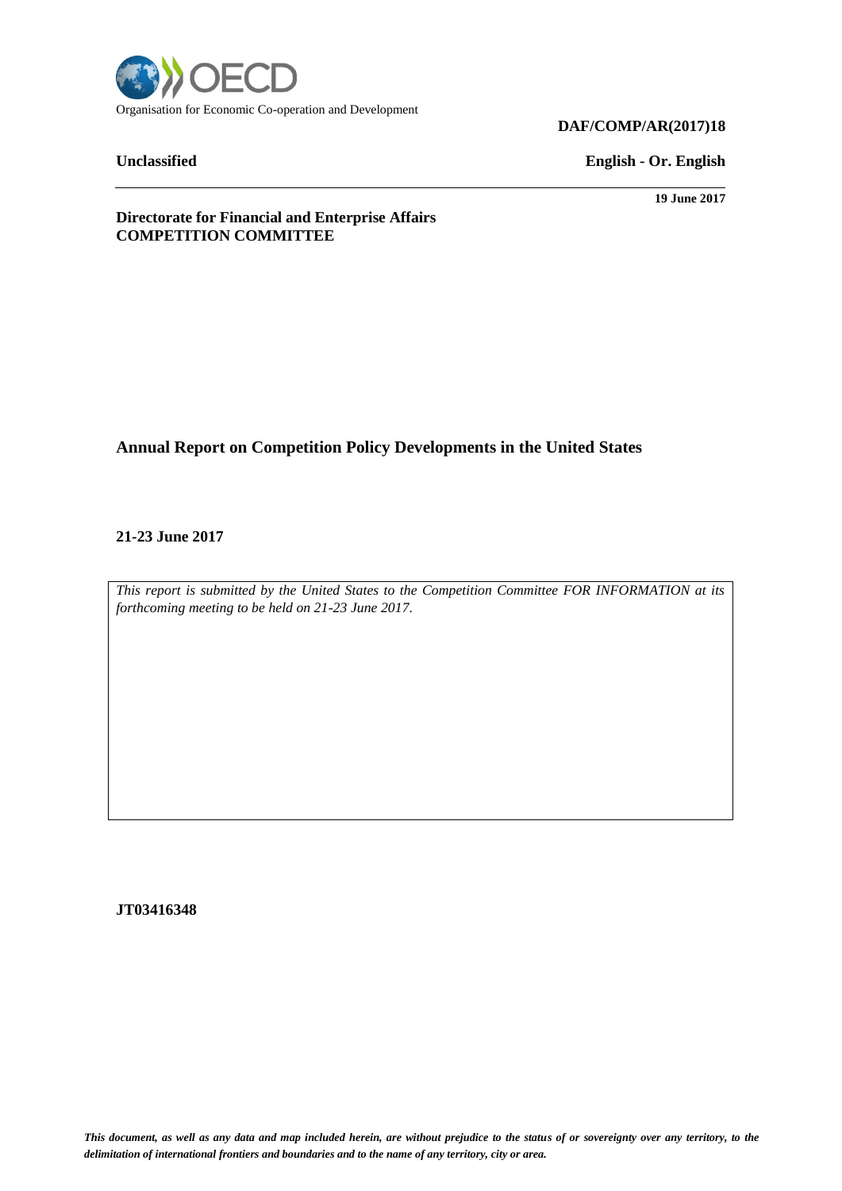Organisation for Economic Co-operation and Development

**DAF/COMP/AR(2017)18**

**Unclassified** **English - Or. English**

**19 June 2017**

**Directorate for Financial and Enterprise Affairs**
**COMPETITION COMMITTEE**

# Annual Report on Competition Policy Developments in the United States

**21-23 June 2017**

*This report is submitted by the United States to the Competition Committee FOR INFORMATION at its forthcoming meeting to be held on 21-23 June 2017.*

**JT03416348**

***This document, as well as any data and map included herein, are without prejudice to the status of or sovereignty over any territory, to the delimitation of international frontiers and boundaries and to the name of any territory, city or area.***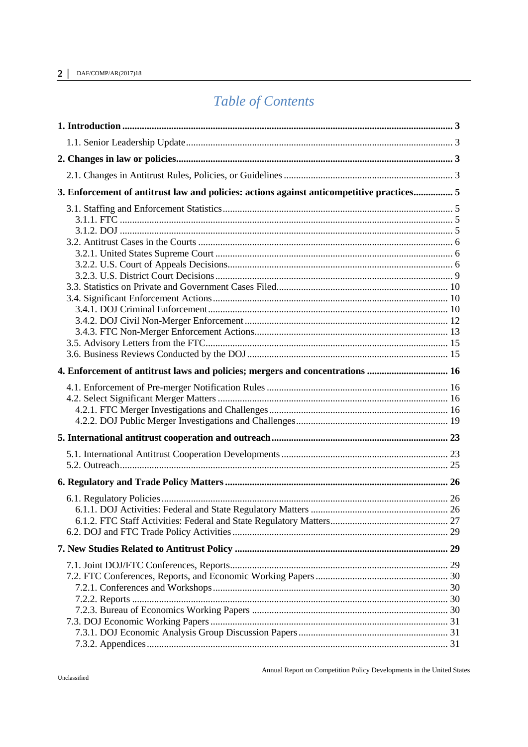# Table of Contents

**1. Introduction** ..... **3**

1.1. Senior Leadership Update ..... 3

**2. Changes in law or policies** ..... **3**

2.1. Changes in Antitrust Rules, Policies, or Guidelines ..... 3

**3. Enforcement of antitrust law and policies: actions against anticompetitive practices** ..... **5**

3.1. Staffing and Enforcement Statistics ..... 5
3.1.1. FTC ..... 5
3.1.2. DOJ ..... 5
3.2. Antitrust Cases in the Courts ..... 6
3.2.1. United States Supreme Court ..... 6
3.2.2. U.S. Court of Appeals Decisions ..... 6
3.2.3. U.S. District Court Decisions ..... 9
3.3. Statistics on Private and Government Cases Filed ..... 10
3.4. Significant Enforcement Actions ..... 10
3.4.1. DOJ Criminal Enforcement ..... 10
3.4.2. DOJ Civil Non-Merger Enforcement ..... 12
3.4.3. FTC Non-Merger Enforcement Actions ..... 13
3.5. Advisory Letters from the FTC ..... 15
3.6. Business Reviews Conducted by the DOJ ..... 15

**4. Enforcement of antitrust laws and policies; mergers and concentrations** ..... **16**

4.1. Enforcement of Pre-merger Notification Rules ..... 16
4.2. Select Significant Merger Matters ..... 16
4.2.1. FTC Merger Investigations and Challenges ..... 16
4.2.2. DOJ Public Merger Investigations and Challenges ..... 19

**5. International antitrust cooperation and outreach** ..... **23**

5.1. International Antitrust Cooperation Developments ..... 23
5.2. Outreach ..... 25

**6. Regulatory and Trade Policy Matters** ..... **26**

6.1. Regulatory Policies ..... 26
6.1.1. DOJ Activities: Federal and State Regulatory Matters ..... 26
6.1.2. FTC Staff Activities: Federal and State Regulatory Matters ..... 27
6.2. DOJ and FTC Trade Policy Activities ..... 29

**7. New Studies Related to Antitrust Policy** ..... **29**

7.1. Joint DOJ/FTC Conferences, Reports ..... 29
7.2. FTC Conferences, Reports, and Economic Working Papers ..... 30
7.2.1. Conferences and Workshops ..... 30
7.2.2. Reports ..... 30
7.2.3. Bureau of Economics Working Papers ..... 30
7.3. DOJ Economic Working Papers ..... 31
7.3.1. DOJ Economic Analysis Group Discussion Papers ..... 31
7.3.2. Appendices ..... 31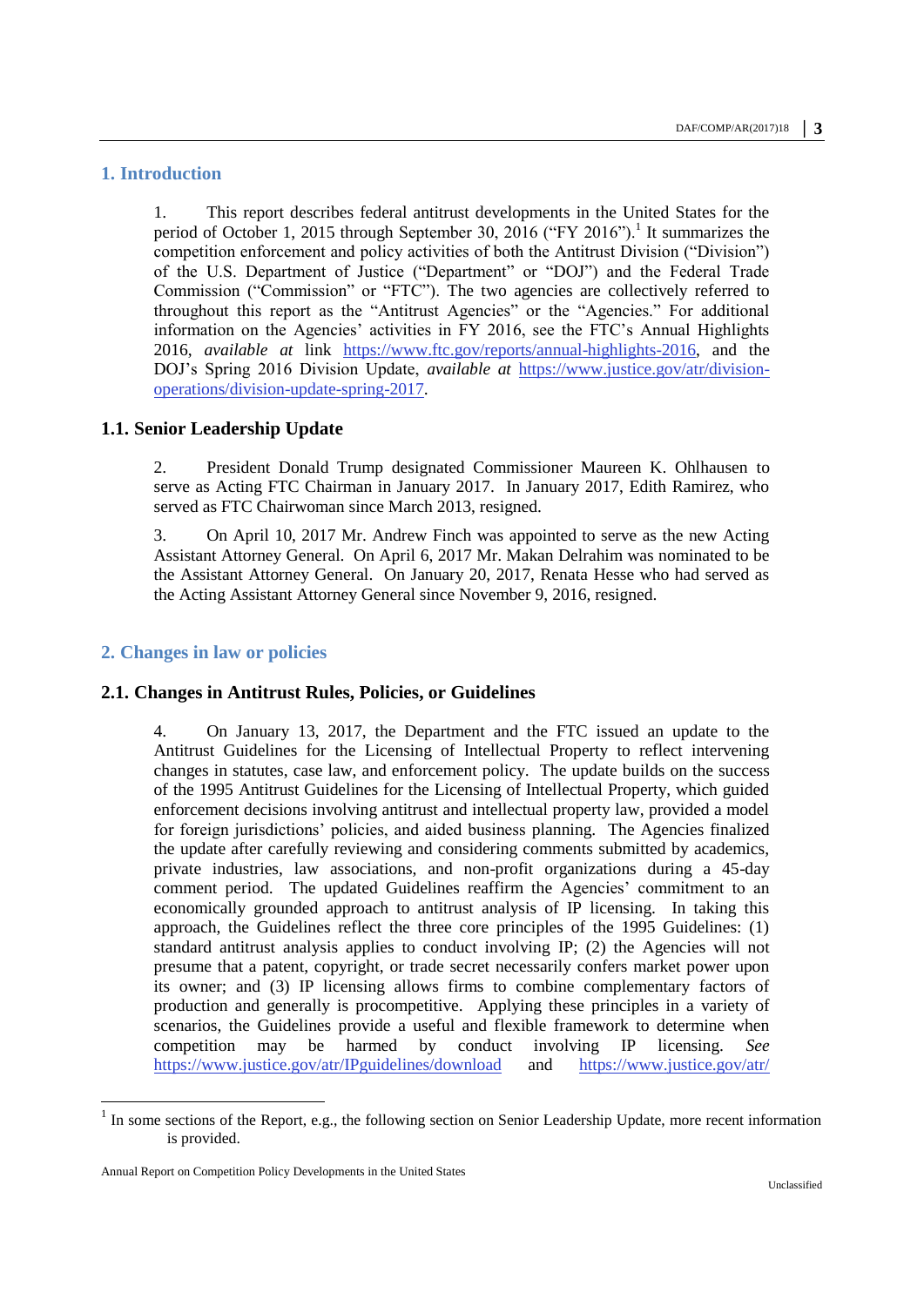# 1. Introduction

1. This report describes federal antitrust developments in the United States for the period of October 1, 2015 through September 30, 2016 ("FY 2016").[1] It summarizes the competition enforcement and policy activities of both the Antitrust Division ("Division") of the U.S. Department of Justice ("Department" or "DOJ") and the Federal Trade Commission ("Commission" or "FTC"). The two agencies are collectively referred to throughout this report as the "Antitrust Agencies" or the "Agencies." For additional information on the Agencies' activities in FY 2016, see the FTC's Annual Highlights 2016, *available at* link https://www.ftc.gov/reports/annual-highlights-2016, and the DOJ's Spring 2016 Division Update, *available at* https://www.justice.gov/atr/division-operations/division-update-spring-2017.

## 1.1. Senior Leadership Update

2. President Donald Trump designated Commissioner Maureen K. Ohlhausen to serve as Acting FTC Chairman in January 2017. In January 2017, Edith Ramirez, who served as FTC Chairwoman since March 2013, resigned.

3. On April 10, 2017 Mr. Andrew Finch was appointed to serve as the new Acting Assistant Attorney General. On April 6, 2017 Mr. Makan Delrahim was nominated to be the Assistant Attorney General. On January 20, 2017, Renata Hesse who had served as the Acting Assistant Attorney General since November 9, 2016, resigned.

# 2. Changes in law or policies

## 2.1. Changes in Antitrust Rules, Policies, or Guidelines

4. On January 13, 2017, the Department and the FTC issued an update to the Antitrust Guidelines for the Licensing of Intellectual Property to reflect intervening changes in statutes, case law, and enforcement policy. The update builds on the success of the 1995 Antitrust Guidelines for the Licensing of Intellectual Property, which guided enforcement decisions involving antitrust and intellectual property law, provided a model for foreign jurisdictions' policies, and aided business planning. The Agencies finalized the update after carefully reviewing and considering comments submitted by academics, private industries, law associations, and non-profit organizations during a 45-day comment period. The updated Guidelines reaffirm the Agencies' commitment to an economically grounded approach to antitrust analysis of IP licensing. In taking this approach, the Guidelines reflect the three core principles of the 1995 Guidelines: (1) standard antitrust analysis applies to conduct involving IP; (2) the Agencies will not presume that a patent, copyright, or trade secret necessarily confers market power upon its owner; and (3) IP licensing allows firms to combine complementary factors of production and generally is procompetitive. Applying these principles in a variety of scenarios, the Guidelines provide a useful and flexible framework to determine when competition may be harmed by conduct involving IP licensing. *See* https://www.justice.gov/atr/IPguidelines/download and https://www.justice.gov/atr/

[1] In some sections of the Report, e.g., the following section on Senior Leadership Update, more recent information is provided.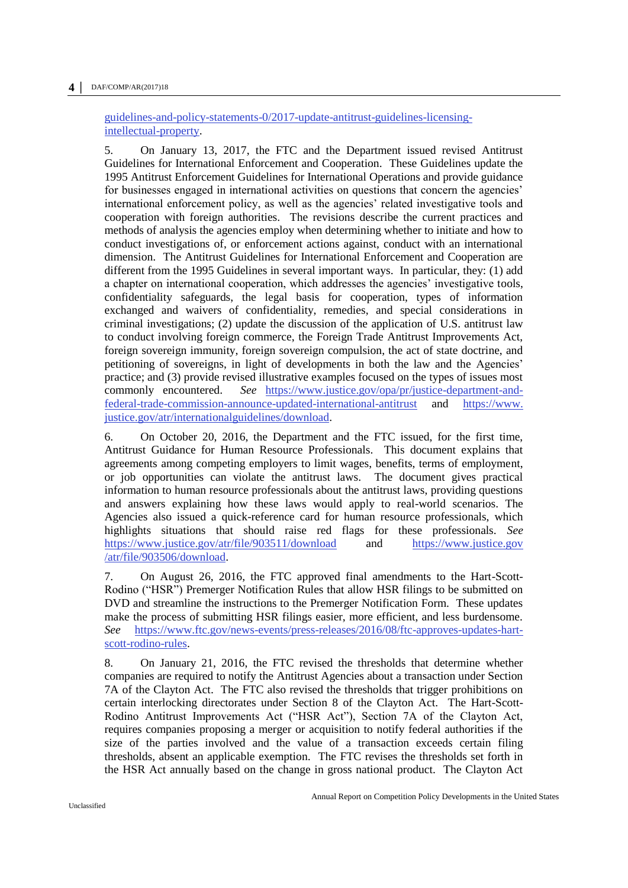[guidelines-and-policy-statements-0/2017-update-antitrust-guidelines-licensing-intellectual-property](guidelines-and-policy-statements-0/2017-update-antitrust-guidelines-licensing-intellectual-property).

5. On January 13, 2017, the FTC and the Department issued revised Antitrust Guidelines for International Enforcement and Cooperation. These Guidelines update the 1995 Antitrust Enforcement Guidelines for International Operations and provide guidance for businesses engaged in international activities on questions that concern the agencies' international enforcement policy, as well as the agencies' related investigative tools and cooperation with foreign authorities. The revisions describe the current practices and methods of analysis the agencies employ when determining whether to initiate and how to conduct investigations of, or enforcement actions against, conduct with an international dimension. The Antitrust Guidelines for International Enforcement and Cooperation are different from the 1995 Guidelines in several important ways. In particular, they: (1) add a chapter on international cooperation, which addresses the agencies' investigative tools, confidentiality safeguards, the legal basis for cooperation, types of information exchanged and waivers of confidentiality, remedies, and special considerations in criminal investigations; (2) update the discussion of the application of U.S. antitrust law to conduct involving foreign commerce, the Foreign Trade Antitrust Improvements Act, foreign sovereign immunity, foreign sovereign compulsion, the act of state doctrine, and petitioning of sovereigns, in light of developments in both the law and the Agencies' practice; and (3) provide revised illustrative examples focused on the types of issues most commonly encountered. *See* [https://www.justice.gov/opa/pr/justice-department-and-federal-trade-commission-announce-updated-international-antitrust](https://www.justice.gov/opa/pr/justice-department-and-federal-trade-commission-announce-updated-international-antitrust) and [https://www.justice.gov/atr/internationalguidelines/download](https://www.justice.gov/atr/internationalguidelines/download).

6. On October 20, 2016, the Department and the FTC issued, for the first time, Antitrust Guidance for Human Resource Professionals. This document explains that agreements among competing employers to limit wages, benefits, terms of employment, or job opportunities can violate the antitrust laws. The document gives practical information to human resource professionals about the antitrust laws, providing questions and answers explaining how these laws would apply to real-world scenarios. The Agencies also issued a quick-reference card for human resource professionals, which highlights situations that should raise red flags for these professionals. *See* [https://www.justice.gov/atr/file/903511/download](https://www.justice.gov/atr/file/903511/download) and [https://www.justice.gov/atr/file/903506/download](https://www.justice.gov/atr/file/903506/download).

7. On August 26, 2016, the FTC approved final amendments to the Hart-Scott-Rodino ("HSR") Premerger Notification Rules that allow HSR filings to be submitted on DVD and streamline the instructions to the Premerger Notification Form. These updates make the process of submitting HSR filings easier, more efficient, and less burdensome. *See* [https://www.ftc.gov/news-events/press-releases/2016/08/ftc-approves-updates-hart-scott-rodino-rules](https://www.ftc.gov/news-events/press-releases/2016/08/ftc-approves-updates-hart-scott-rodino-rules).

8. On January 21, 2016, the FTC revised the thresholds that determine whether companies are required to notify the Antitrust Agencies about a transaction under Section 7A of the Clayton Act. The FTC also revised the thresholds that trigger prohibitions on certain interlocking directorates under Section 8 of the Clayton Act. The Hart-Scott-Rodino Antitrust Improvements Act ("HSR Act"), Section 7A of the Clayton Act, requires companies proposing a merger or acquisition to notify federal authorities if the size of the parties involved and the value of a transaction exceeds certain filing thresholds, absent an applicable exemption. The FTC revises the thresholds set forth in the HSR Act annually based on the change in gross national product. The Clayton Act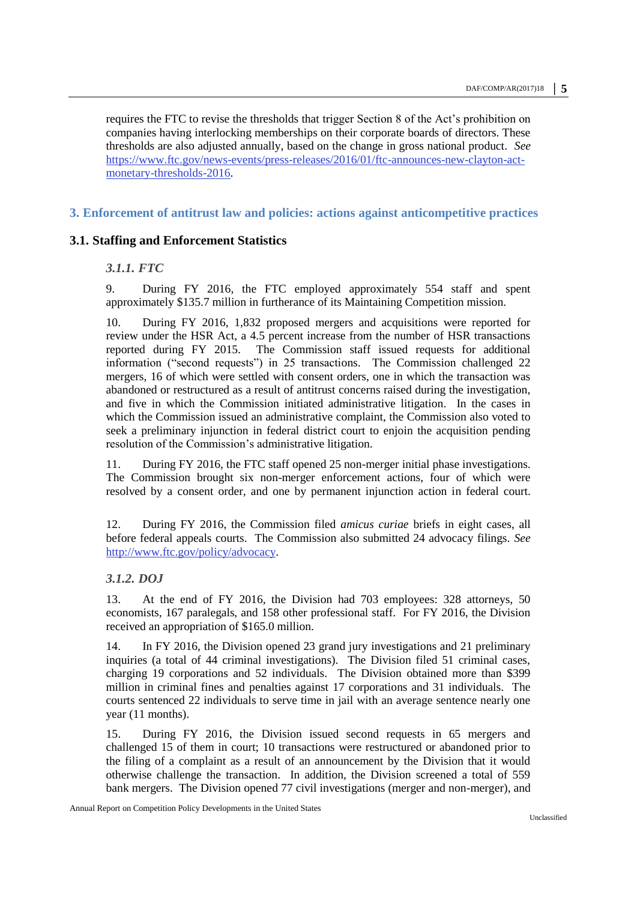requires the FTC to revise the thresholds that trigger Section 8 of the Act's prohibition on companies having interlocking memberships on their corporate boards of directors. These thresholds are also adjusted annually, based on the change in gross national product. *See* https://www.ftc.gov/news-events/press-releases/2016/01/ftc-announces-new-clayton-act-monetary-thresholds-2016.

## 3. Enforcement of antitrust law and policies: actions against anticompetitive practices

### 3.1. Staffing and Enforcement Statistics

#### *3.1.1. FTC*

9. During FY 2016, the FTC employed approximately 554 staff and spent approximately $135.7 million in furtherance of its Maintaining Competition mission.

10. During FY 2016, 1,832 proposed mergers and acquisitions were reported for review under the HSR Act, a 4.5 percent increase from the number of HSR transactions reported during FY 2015. The Commission staff issued requests for additional information ("second requests") in 25 transactions. The Commission challenged 22 mergers, 16 of which were settled with consent orders, one in which the transaction was abandoned or restructured as a result of antitrust concerns raised during the investigation, and five in which the Commission initiated administrative litigation. In the cases in which the Commission issued an administrative complaint, the Commission also voted to seek a preliminary injunction in federal district court to enjoin the acquisition pending resolution of the Commission's administrative litigation.

11. During FY 2016, the FTC staff opened 25 non-merger initial phase investigations. The Commission brought six non-merger enforcement actions, four of which were resolved by a consent order, and one by permanent injunction action in federal court.

12. During FY 2016, the Commission filed *amicus curiae* briefs in eight cases, all before federal appeals courts. The Commission also submitted 24 advocacy filings. *See* http://www.ftc.gov/policy/advocacy.

#### *3.1.2. DOJ*

13. At the end of FY 2016, the Division had 703 employees: 328 attorneys, 50 economists, 167 paralegals, and 158 other professional staff. For FY 2016, the Division received an appropriation of $165.0 million.

14. In FY 2016, the Division opened 23 grand jury investigations and 21 preliminary inquiries (a total of 44 criminal investigations). The Division filed 51 criminal cases, charging 19 corporations and 52 individuals. The Division obtained more than $399 million in criminal fines and penalties against 17 corporations and 31 individuals. The courts sentenced 22 individuals to serve time in jail with an average sentence nearly one year (11 months).

15. During FY 2016, the Division issued second requests in 65 mergers and challenged 15 of them in court; 10 transactions were restructured or abandoned prior to the filing of a complaint as a result of an announcement by the Division that it would otherwise challenge the transaction. In addition, the Division screened a total of 559 bank mergers. The Division opened 77 civil investigations (merger and non-merger), and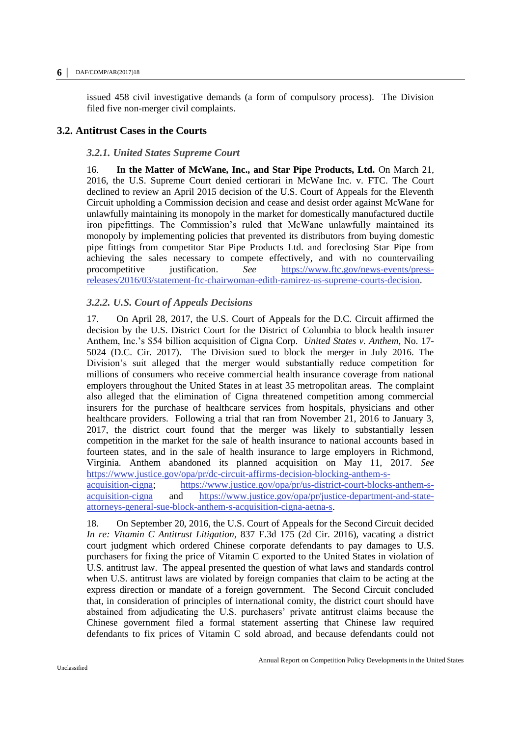issued 458 civil investigative demands (a form of compulsory process). The Division filed five non-merger civil complaints.

## 3.2. Antitrust Cases in the Courts

### *3.2.1. United States Supreme Court*

16. **In the Matter of McWane, Inc., and Star Pipe Products, Ltd.** On March 21, 2016, the U.S. Supreme Court denied certiorari in McWane Inc. v. FTC. The Court declined to review an April 2015 decision of the U.S. Court of Appeals for the Eleventh Circuit upholding a Commission decision and cease and desist order against McWane for unlawfully maintaining its monopoly in the market for domestically manufactured ductile iron pipefittings. The Commission's ruled that McWane unlawfully maintained its monopoly by implementing policies that prevented its distributors from buying domestic pipe fittings from competitor Star Pipe Products Ltd. and foreclosing Star Pipe from achieving the sales necessary to compete effectively, and with no countervailing procompetitive justification. *See* https://www.ftc.gov/news-events/press-releases/2016/03/statement-ftc-chairwoman-edith-ramirez-us-supreme-courts-decision.

### *3.2.2. U.S. Court of Appeals Decisions*

17. On April 28, 2017, the U.S. Court of Appeals for the D.C. Circuit affirmed the decision by the U.S. District Court for the District of Columbia to block health insurer Anthem, Inc.'s $54 billion acquisition of Cigna Corp. *United States v. Anthem*, No. 17-5024 (D.C. Cir. 2017). The Division sued to block the merger in July 2016. The Division's suit alleged that the merger would substantially reduce competition for millions of consumers who receive commercial health insurance coverage from national employers throughout the United States in at least 35 metropolitan areas. The complaint also alleged that the elimination of Cigna threatened competition among commercial insurers for the purchase of healthcare services from hospitals, physicians and other healthcare providers. Following a trial that ran from November 21, 2016 to January 3, 2017, the district court found that the merger was likely to substantially lessen competition in the market for the sale of health insurance to national accounts based in fourteen states, and in the sale of health insurance to large employers in Richmond, Virginia. Anthem abandoned its planned acquisition on May 11, 2017. *See* https://www.justice.gov/opa/pr/dc-circuit-affirms-decision-blocking-anthem-s-acquisition-cigna; https://www.justice.gov/opa/pr/us-district-court-blocks-anthem-s-acquisition-cigna and https://www.justice.gov/opa/pr/justice-department-and-state-attorneys-general-sue-block-anthem-s-acquisition-cigna-aetna-s.

18. On September 20, 2016, the U.S. Court of Appeals for the Second Circuit decided *In re: Vitamin C Antitrust Litigation*, 837 F.3d 175 (2d Cir. 2016), vacating a district court judgment which ordered Chinese corporate defendants to pay damages to U.S. purchasers for fixing the price of Vitamin C exported to the United States in violation of U.S. antitrust law. The appeal presented the question of what laws and standards control when U.S. antitrust laws are violated by foreign companies that claim to be acting at the express direction or mandate of a foreign government. The Second Circuit concluded that, in consideration of principles of international comity, the district court should have abstained from adjudicating the U.S. purchasers' private antitrust claims because the Chinese government filed a formal statement asserting that Chinese law required defendants to fix prices of Vitamin C sold abroad, and because defendants could not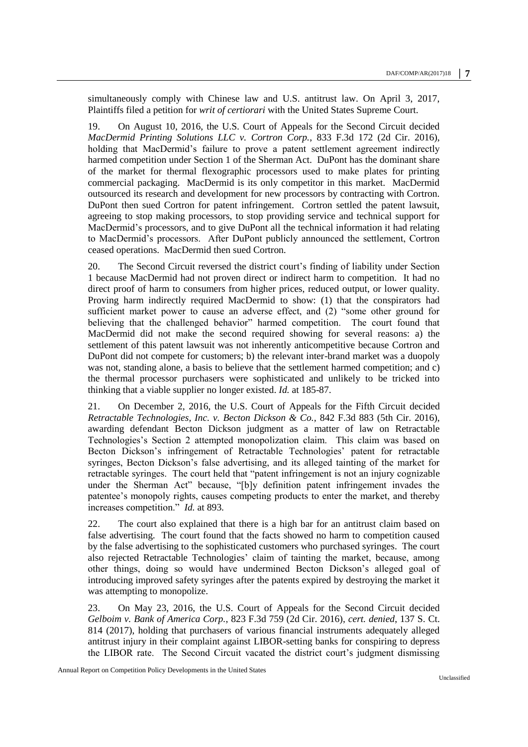simultaneously comply with Chinese law and U.S. antitrust law. On April 3, 2017, Plaintiffs filed a petition for *writ of certiorari* with the United States Supreme Court.

19. On August 10, 2016, the U.S. Court of Appeals for the Second Circuit decided *MacDermid Printing Solutions LLC v. Cortron Corp.*, 833 F.3d 172 (2d Cir. 2016), holding that MacDermid's failure to prove a patent settlement agreement indirectly harmed competition under Section 1 of the Sherman Act. DuPont has the dominant share of the market for thermal flexographic processors used to make plates for printing commercial packaging. MacDermid is its only competitor in this market. MacDermid outsourced its research and development for new processors by contracting with Cortron. DuPont then sued Cortron for patent infringement. Cortron settled the patent lawsuit, agreeing to stop making processors, to stop providing service and technical support for MacDermid's processors, and to give DuPont all the technical information it had relating to MacDermid's processors. After DuPont publicly announced the settlement, Cortron ceased operations. MacDermid then sued Cortron.

20. The Second Circuit reversed the district court's finding of liability under Section 1 because MacDermid had not proven direct or indirect harm to competition. It had no direct proof of harm to consumers from higher prices, reduced output, or lower quality. Proving harm indirectly required MacDermid to show: (1) that the conspirators had sufficient market power to cause an adverse effect, and (2) "some other ground for believing that the challenged behavior" harmed competition. The court found that MacDermid did not make the second required showing for several reasons: a) the settlement of this patent lawsuit was not inherently anticompetitive because Cortron and DuPont did not compete for customers; b) the relevant inter-brand market was a duopoly was not, standing alone, a basis to believe that the settlement harmed competition; and c) the thermal processor purchasers were sophisticated and unlikely to be tricked into thinking that a viable supplier no longer existed. *Id.* at 185-87.

21. On December 2, 2016, the U.S. Court of Appeals for the Fifth Circuit decided *Retractable Technologies, Inc. v. Becton Dickson & Co.*, 842 F.3d 883 (5th Cir. 2016), awarding defendant Becton Dickson judgment as a matter of law on Retractable Technologies's Section 2 attempted monopolization claim. This claim was based on Becton Dickson's infringement of Retractable Technologies' patent for retractable syringes, Becton Dickson's false advertising, and its alleged tainting of the market for retractable syringes. The court held that "patent infringement is not an injury cognizable under the Sherman Act" because, "[b]y definition patent infringement invades the patentee's monopoly rights, causes competing products to enter the market, and thereby increases competition." *Id.* at 893.

22. The court also explained that there is a high bar for an antitrust claim based on false advertising. The court found that the facts showed no harm to competition caused by the false advertising to the sophisticated customers who purchased syringes. The court also rejected Retractable Technologies' claim of tainting the market, because, among other things, doing so would have undermined Becton Dickson's alleged goal of introducing improved safety syringes after the patents expired by destroying the market it was attempting to monopolize.

23. On May 23, 2016, the U.S. Court of Appeals for the Second Circuit decided *Gelboim v. Bank of America Corp.*, 823 F.3d 759 (2d Cir. 2016), *cert. denied*, 137 S. Ct. 814 (2017), holding that purchasers of various financial instruments adequately alleged antitrust injury in their complaint against LIBOR-setting banks for conspiring to depress the LIBOR rate. The Second Circuit vacated the district court's judgment dismissing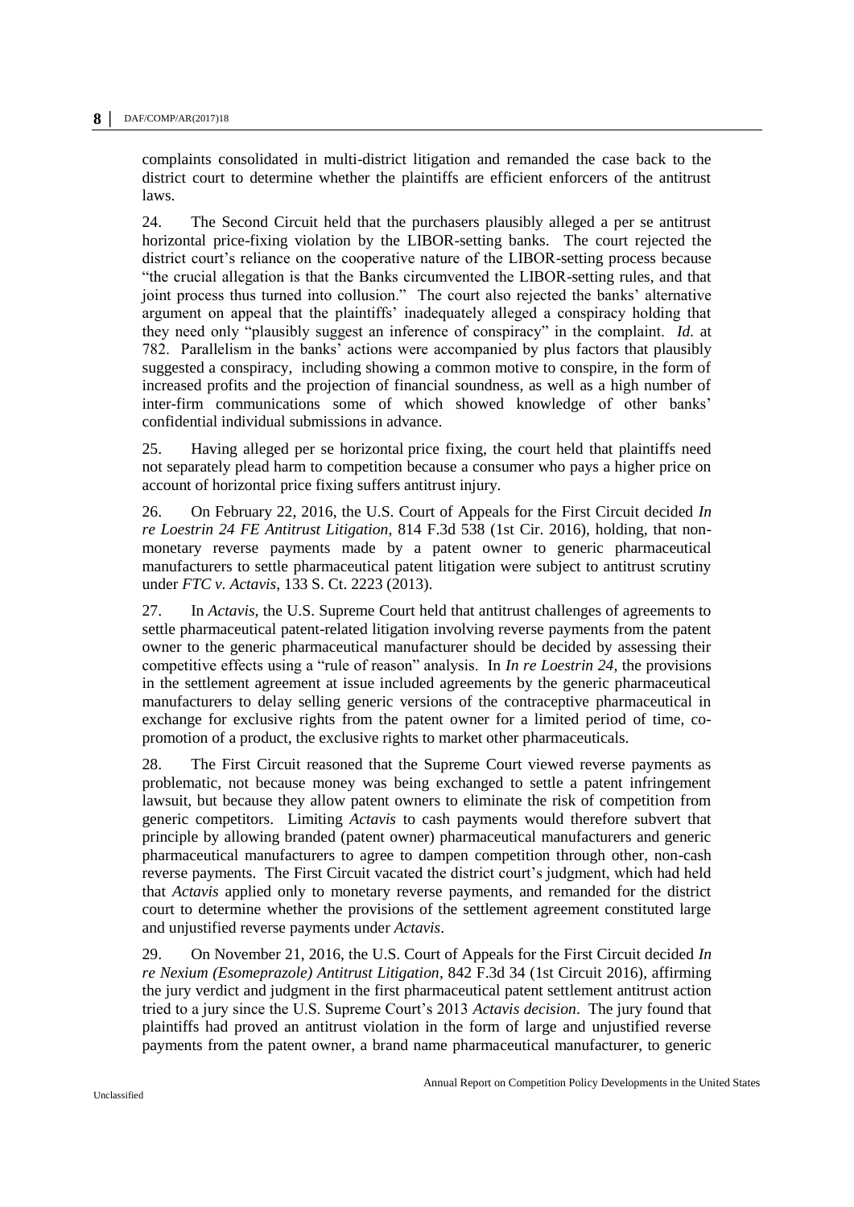complaints consolidated in multi-district litigation and remanded the case back to the district court to determine whether the plaintiffs are efficient enforcers of the antitrust laws.

24. The Second Circuit held that the purchasers plausibly alleged a per se antitrust horizontal price-fixing violation by the LIBOR-setting banks. The court rejected the district court's reliance on the cooperative nature of the LIBOR-setting process because "the crucial allegation is that the Banks circumvented the LIBOR-setting rules, and that joint process thus turned into collusion." The court also rejected the banks' alternative argument on appeal that the plaintiffs' inadequately alleged a conspiracy holding that they need only "plausibly suggest an inference of conspiracy" in the complaint. *Id.* at 782. Parallelism in the banks' actions were accompanied by plus factors that plausibly suggested a conspiracy, including showing a common motive to conspire, in the form of increased profits and the projection of financial soundness, as well as a high number of inter-firm communications some of which showed knowledge of other banks' confidential individual submissions in advance.

25. Having alleged per se horizontal price fixing, the court held that plaintiffs need not separately plead harm to competition because a consumer who pays a higher price on account of horizontal price fixing suffers antitrust injury.

26. On February 22, 2016, the U.S. Court of Appeals for the First Circuit decided *In re Loestrin 24 FE Antitrust Litigation*, 814 F.3d 538 (1st Cir. 2016), holding, that non-monetary reverse payments made by a patent owner to generic pharmaceutical manufacturers to settle pharmaceutical patent litigation were subject to antitrust scrutiny under *FTC v. Actavis*, 133 S. Ct. 2223 (2013).

27. In *Actavis,* the U.S. Supreme Court held that antitrust challenges of agreements to settle pharmaceutical patent-related litigation involving reverse payments from the patent owner to the generic pharmaceutical manufacturer should be decided by assessing their competitive effects using a "rule of reason" analysis. In *In re Loestrin 24,* the provisions in the settlement agreement at issue included agreements by the generic pharmaceutical manufacturers to delay selling generic versions of the contraceptive pharmaceutical in exchange for exclusive rights from the patent owner for a limited period of time, co-promotion of a product, the exclusive rights to market other pharmaceuticals.

28. The First Circuit reasoned that the Supreme Court viewed reverse payments as problematic, not because money was being exchanged to settle a patent infringement lawsuit, but because they allow patent owners to eliminate the risk of competition from generic competitors. Limiting *Actavis* to cash payments would therefore subvert that principle by allowing branded (patent owner) pharmaceutical manufacturers and generic pharmaceutical manufacturers to agree to dampen competition through other, non-cash reverse payments. The First Circuit vacated the district court's judgment, which had held that *Actavis* applied only to monetary reverse payments, and remanded for the district court to determine whether the provisions of the settlement agreement constituted large and unjustified reverse payments under *Actavis*.

29. On November 21, 2016, the U.S. Court of Appeals for the First Circuit decided *In re Nexium (Esomeprazole) Antitrust Litigation*, 842 F.3d 34 (1st Circuit 2016), affirming the jury verdict and judgment in the first pharmaceutical patent settlement antitrust action tried to a jury since the U.S. Supreme Court's 2013 *Actavis decision*. The jury found that plaintiffs had proved an antitrust violation in the form of large and unjustified reverse payments from the patent owner, a brand name pharmaceutical manufacturer, to generic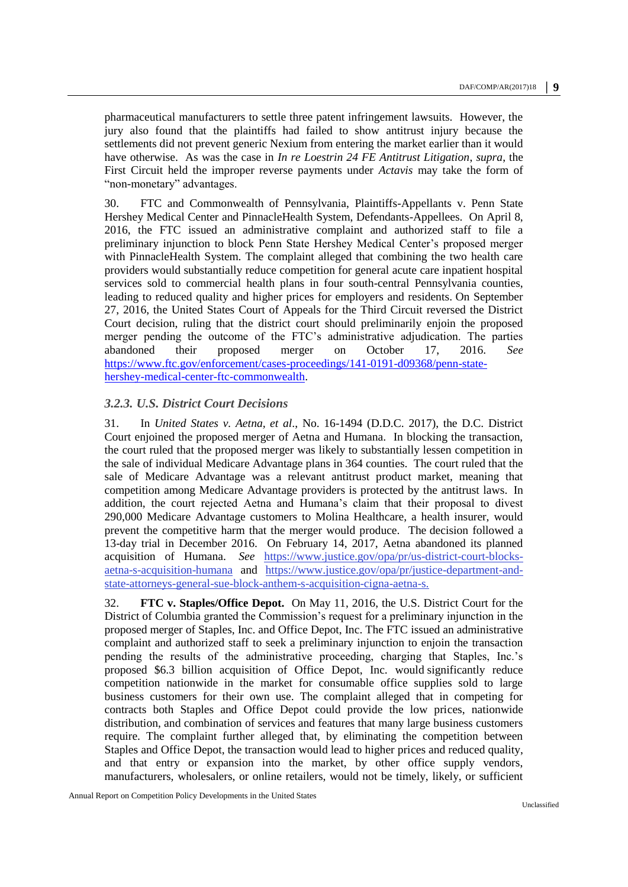pharmaceutical manufacturers to settle three patent infringement lawsuits. However, the jury also found that the plaintiffs had failed to show antitrust injury because the settlements did not prevent generic Nexium from entering the market earlier than it would have otherwise. As was the case in *In re Loestrin 24 FE Antitrust Litigation*, *supra*, the First Circuit held the improper reverse payments under *Actavis* may take the form of "non-monetary" advantages.

30. FTC and Commonwealth of Pennsylvania, Plaintiffs-Appellants v. Penn State Hershey Medical Center and PinnacleHealth System, Defendants-Appellees. On April 8, 2016, the FTC issued an administrative complaint and authorized staff to file a preliminary injunction to block Penn State Hershey Medical Center's proposed merger with PinnacleHealth System. The complaint alleged that combining the two health care providers would substantially reduce competition for general acute care inpatient hospital services sold to commercial health plans in four south-central Pennsylvania counties, leading to reduced quality and higher prices for employers and residents. On September 27, 2016, the United States Court of Appeals for the Third Circuit reversed the District Court decision, ruling that the district court should preliminarily enjoin the proposed merger pending the outcome of the FTC's administrative adjudication. The parties abandoned their proposed merger on October 17, 2016. *See* https://www.ftc.gov/enforcement/cases-proceedings/141-0191-d09368/penn-state-hershey-medical-center-ftc-commonwealth.

### *3.2.3. U.S. District Court Decisions*

31. In *United States v. Aetna, et al*., No. 16-1494 (D.D.C. 2017), the D.C. District Court enjoined the proposed merger of Aetna and Humana. In blocking the transaction, the court ruled that the proposed merger was likely to substantially lessen competition in the sale of individual Medicare Advantage plans in 364 counties. The court ruled that the sale of Medicare Advantage was a relevant antitrust product market, meaning that competition among Medicare Advantage providers is protected by the antitrust laws. In addition, the court rejected Aetna and Humana's claim that their proposal to divest 290,000 Medicare Advantage customers to Molina Healthcare, a health insurer, would prevent the competitive harm that the merger would produce. The decision followed a 13-day trial in December 2016. On February 14, 2017, Aetna abandoned its planned acquisition of Humana. *See* https://www.justice.gov/opa/pr/us-district-court-blocks-aetna-s-acquisition-humana and https://www.justice.gov/opa/pr/justice-department-and-state-attorneys-general-sue-block-anthem-s-acquisition-cigna-aetna-s.

32. **FTC v. Staples/Office Depot.** On May 11, 2016, the U.S. District Court for the District of Columbia granted the Commission's request for a preliminary injunction in the proposed merger of Staples, Inc. and Office Depot, Inc. The FTC issued an administrative complaint and authorized staff to seek a preliminary injunction to enjoin the transaction pending the results of the administrative proceeding, charging that Staples, Inc.'s proposed $6.3 billion acquisition of Office Depot, Inc. would significantly reduce competition nationwide in the market for consumable office supplies sold to large business customers for their own use. The complaint alleged that in competing for contracts both Staples and Office Depot could provide the low prices, nationwide distribution, and combination of services and features that many large business customers require. The complaint further alleged that, by eliminating the competition between Staples and Office Depot, the transaction would lead to higher prices and reduced quality, and that entry or expansion into the market, by other office supply vendors, manufacturers, wholesalers, or online retailers, would not be timely, likely, or sufficient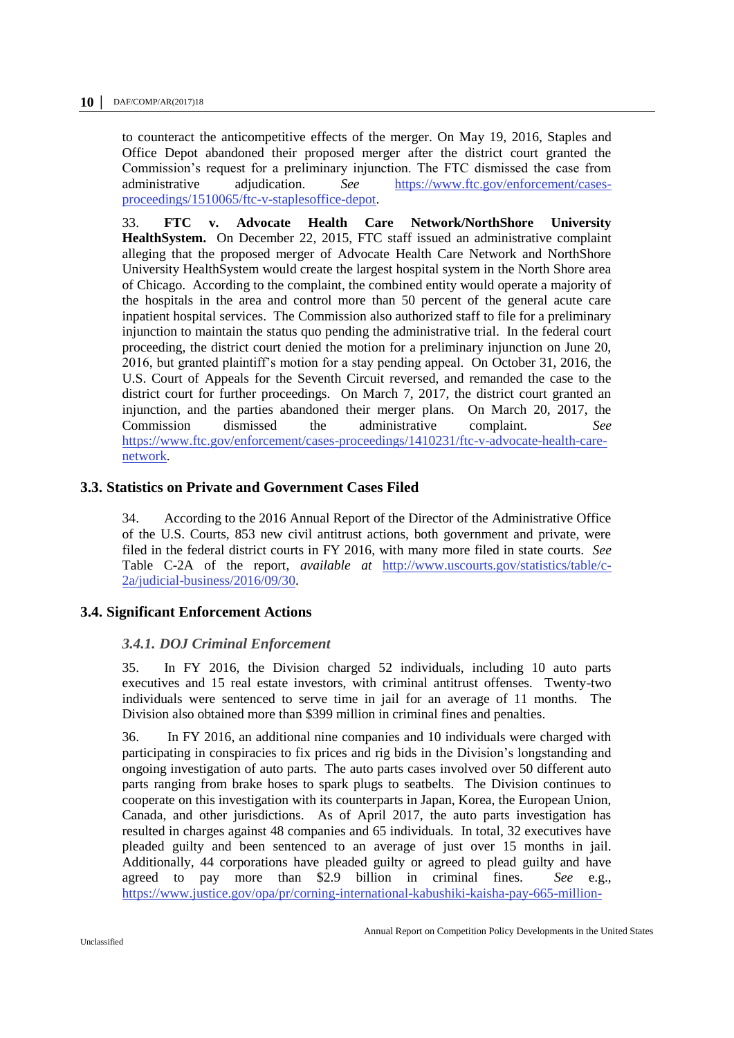to counteract the anticompetitive effects of the merger. On May 19, 2016, Staples and Office Depot abandoned their proposed merger after the district court granted the Commission's request for a preliminary injunction. The FTC dismissed the case from administrative adjudication. *See* https://www.ftc.gov/enforcement/cases-proceedings/1510065/ftc-v-staplesoffice-depot.

33. **FTC v. Advocate Health Care Network/NorthShore University HealthSystem.** On December 22, 2015, FTC staff issued an administrative complaint alleging that the proposed merger of Advocate Health Care Network and NorthShore University HealthSystem would create the largest hospital system in the North Shore area of Chicago. According to the complaint, the combined entity would operate a majority of the hospitals in the area and control more than 50 percent of the general acute care inpatient hospital services. The Commission also authorized staff to file for a preliminary injunction to maintain the status quo pending the administrative trial. In the federal court proceeding, the district court denied the motion for a preliminary injunction on June 20, 2016, but granted plaintiff's motion for a stay pending appeal. On October 31, 2016, the U.S. Court of Appeals for the Seventh Circuit reversed, and remanded the case to the district court for further proceedings. On March 7, 2017, the district court granted an injunction, and the parties abandoned their merger plans. On March 20, 2017, the Commission dismissed the administrative complaint. *See* https://www.ftc.gov/enforcement/cases-proceedings/1410231/ftc-v-advocate-health-care-network.

## 3.3. Statistics on Private and Government Cases Filed

34. According to the 2016 Annual Report of the Director of the Administrative Office of the U.S. Courts, 853 new civil antitrust actions, both government and private, were filed in the federal district courts in FY 2016, with many more filed in state courts. *See* Table C-2A of the report, *available at* http://www.uscourts.gov/statistics/table/c-2a/judicial-business/2016/09/30.

## 3.4. Significant Enforcement Actions

### *3.4.1. DOJ Criminal Enforcement*

35. In FY 2016, the Division charged 52 individuals, including 10 auto parts executives and 15 real estate investors, with criminal antitrust offenses. Twenty-two individuals were sentenced to serve time in jail for an average of 11 months. The Division also obtained more than $399 million in criminal fines and penalties.

36. In FY 2016, an additional nine companies and 10 individuals were charged with participating in conspiracies to fix prices and rig bids in the Division's longstanding and ongoing investigation of auto parts. The auto parts cases involved over 50 different auto parts ranging from brake hoses to spark plugs to seatbelts. The Division continues to cooperate on this investigation with its counterparts in Japan, Korea, the European Union, Canada, and other jurisdictions. As of April 2017, the auto parts investigation has resulted in charges against 48 companies and 65 individuals. In total, 32 executives have pleaded guilty and been sentenced to an average of just over 15 months in jail. Additionally, 44 corporations have pleaded guilty or agreed to plead guilty and have agreed to pay more than $2.9 billion in criminal fines. *See* e.g., https://www.justice.gov/opa/pr/corning-international-kabushiki-kaisha-pay-665-million-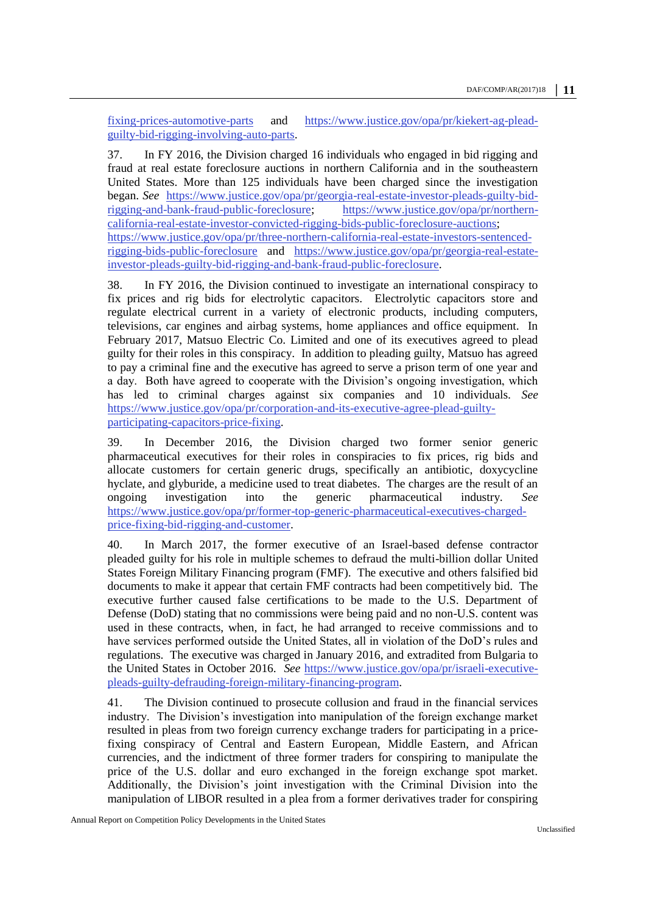fixing-prices-automotive-parts and https://www.justice.gov/opa/pr/kiekert-ag-plead-guilty-bid-rigging-involving-auto-parts.

37. In FY 2016, the Division charged 16 individuals who engaged in bid rigging and fraud at real estate foreclosure auctions in northern California and in the southeastern United States. More than 125 individuals have been charged since the investigation began. *See* https://www.justice.gov/opa/pr/georgia-real-estate-investor-pleads-guilty-bid-rigging-and-bank-fraud-public-foreclosure; https://www.justice.gov/opa/pr/northern-california-real-estate-investor-convicted-rigging-bids-public-foreclosure-auctions; https://www.justice.gov/opa/pr/three-northern-california-real-estate-investors-sentenced-rigging-bids-public-foreclosure and https://www.justice.gov/opa/pr/georgia-real-estate-investor-pleads-guilty-bid-rigging-and-bank-fraud-public-foreclosure.

38. In FY 2016, the Division continued to investigate an international conspiracy to fix prices and rig bids for electrolytic capacitors. Electrolytic capacitors store and regulate electrical current in a variety of electronic products, including computers, televisions, car engines and airbag systems, home appliances and office equipment. In February 2017, Matsuo Electric Co. Limited and one of its executives agreed to plead guilty for their roles in this conspiracy. In addition to pleading guilty, Matsuo has agreed to pay a criminal fine and the executive has agreed to serve a prison term of one year and a day. Both have agreed to cooperate with the Division's ongoing investigation, which has led to criminal charges against six companies and 10 individuals. *See* https://www.justice.gov/opa/pr/corporation-and-its-executive-agree-plead-guilty-participating-capacitors-price-fixing.

39. In December 2016, the Division charged two former senior generic pharmaceutical executives for their roles in conspiracies to fix prices, rig bids and allocate customers for certain generic drugs, specifically an antibiotic, doxycycline hyclate, and glyburide, a medicine used to treat diabetes. The charges are the result of an ongoing investigation into the generic pharmaceutical industry. *See* https://www.justice.gov/opa/pr/former-top-generic-pharmaceutical-executives-charged-price-fixing-bid-rigging-and-customer.

40. In March 2017, the former executive of an Israel-based defense contractor pleaded guilty for his role in multiple schemes to defraud the multi-billion dollar United States Foreign Military Financing program (FMF). The executive and others falsified bid documents to make it appear that certain FMF contracts had been competitively bid. The executive further caused false certifications to be made to the U.S. Department of Defense (DoD) stating that no commissions were being paid and no non-U.S. content was used in these contracts, when, in fact, he had arranged to receive commissions and to have services performed outside the United States, all in violation of the DoD's rules and regulations. The executive was charged in January 2016, and extradited from Bulgaria to the United States in October 2016. *See* https://www.justice.gov/opa/pr/israeli-executive-pleads-guilty-defrauding-foreign-military-financing-program.

41. The Division continued to prosecute collusion and fraud in the financial services industry. The Division's investigation into manipulation of the foreign exchange market resulted in pleas from two foreign currency exchange traders for participating in a price-fixing conspiracy of Central and Eastern European, Middle Eastern, and African currencies, and the indictment of three former traders for conspiring to manipulate the price of the U.S. dollar and euro exchanged in the foreign exchange spot market. Additionally, the Division's joint investigation with the Criminal Division into the manipulation of LIBOR resulted in a plea from a former derivatives trader for conspiring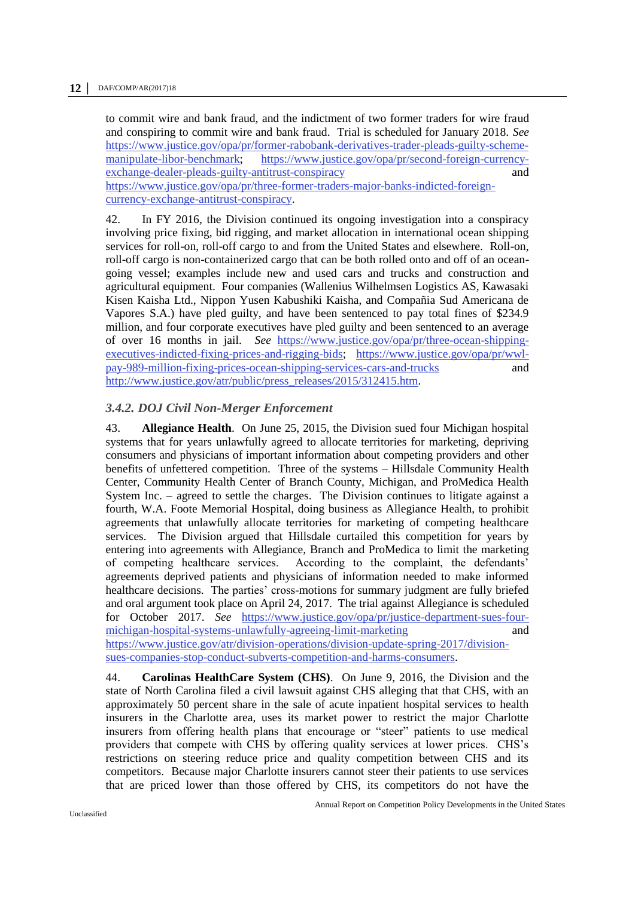to commit wire and bank fraud, and the indictment of two former traders for wire fraud and conspiring to commit wire and bank fraud. Trial is scheduled for January 2018. *See* https://www.justice.gov/opa/pr/former-rabobank-derivatives-trader-pleads-guilty-scheme-manipulate-libor-benchmark; https://www.justice.gov/opa/pr/second-foreign-currency-exchange-dealer-pleads-guilty-antitrust-conspiracy and https://www.justice.gov/opa/pr/three-former-traders-major-banks-indicted-foreign-currency-exchange-antitrust-conspiracy.

42. In FY 2016, the Division continued its ongoing investigation into a conspiracy involving price fixing, bid rigging, and market allocation in international ocean shipping services for roll-on, roll-off cargo to and from the United States and elsewhere. Roll-on, roll-off cargo is non-containerized cargo that can be both rolled onto and off of an ocean-going vessel; examples include new and used cars and trucks and construction and agricultural equipment. Four companies (Wallenius Wilhelmsen Logistics AS, Kawasaki Kisen Kaisha Ltd., Nippon Yusen Kabushiki Kaisha, and Compañia Sud Americana de Vapores S.A.) have pled guilty, and have been sentenced to pay total fines of $234.9 million, and four corporate executives have pled guilty and been sentenced to an average of over 16 months in jail. *See* https://www.justice.gov/opa/pr/three-ocean-shipping-executives-indicted-fixing-prices-and-rigging-bids; https://www.justice.gov/opa/pr/wwl-pay-989-million-fixing-prices-ocean-shipping-services-cars-and-trucks and http://www.justice.gov/atr/public/press_releases/2015/312415.htm.

### *3.4.2. DOJ Civil Non-Merger Enforcement*

43. **Allegiance Health**. On June 25, 2015, the Division sued four Michigan hospital systems that for years unlawfully agreed to allocate territories for marketing, depriving consumers and physicians of important information about competing providers and other benefits of unfettered competition. Three of the systems – Hillsdale Community Health Center, Community Health Center of Branch County, Michigan, and ProMedica Health System Inc. – agreed to settle the charges. The Division continues to litigate against a fourth, W.A. Foote Memorial Hospital, doing business as Allegiance Health, to prohibit agreements that unlawfully allocate territories for marketing of competing healthcare services. The Division argued that Hillsdale curtailed this competition for years by entering into agreements with Allegiance, Branch and ProMedica to limit the marketing of competing healthcare services. According to the complaint, the defendants' agreements deprived patients and physicians of information needed to make informed healthcare decisions. The parties' cross-motions for summary judgment are fully briefed and oral argument took place on April 24, 2017. The trial against Allegiance is scheduled for October 2017. *See* https://www.justice.gov/opa/pr/justice-department-sues-four-michigan-hospital-systems-unlawfully-agreeing-limit-marketing and https://www.justice.gov/atr/division-operations/division-update-spring-2017/division-sues-companies-stop-conduct-subverts-competition-and-harms-consumers.

44. **Carolinas HealthCare System (CHS)**. On June 9, 2016, the Division and the state of North Carolina filed a civil lawsuit against CHS alleging that that CHS, with an approximately 50 percent share in the sale of acute inpatient hospital services to health insurers in the Charlotte area, uses its market power to restrict the major Charlotte insurers from offering health plans that encourage or "steer" patients to use medical providers that compete with CHS by offering quality services at lower prices. CHS's restrictions on steering reduce price and quality competition between CHS and its competitors. Because major Charlotte insurers cannot steer their patients to use services that are priced lower than those offered by CHS, its competitors do not have the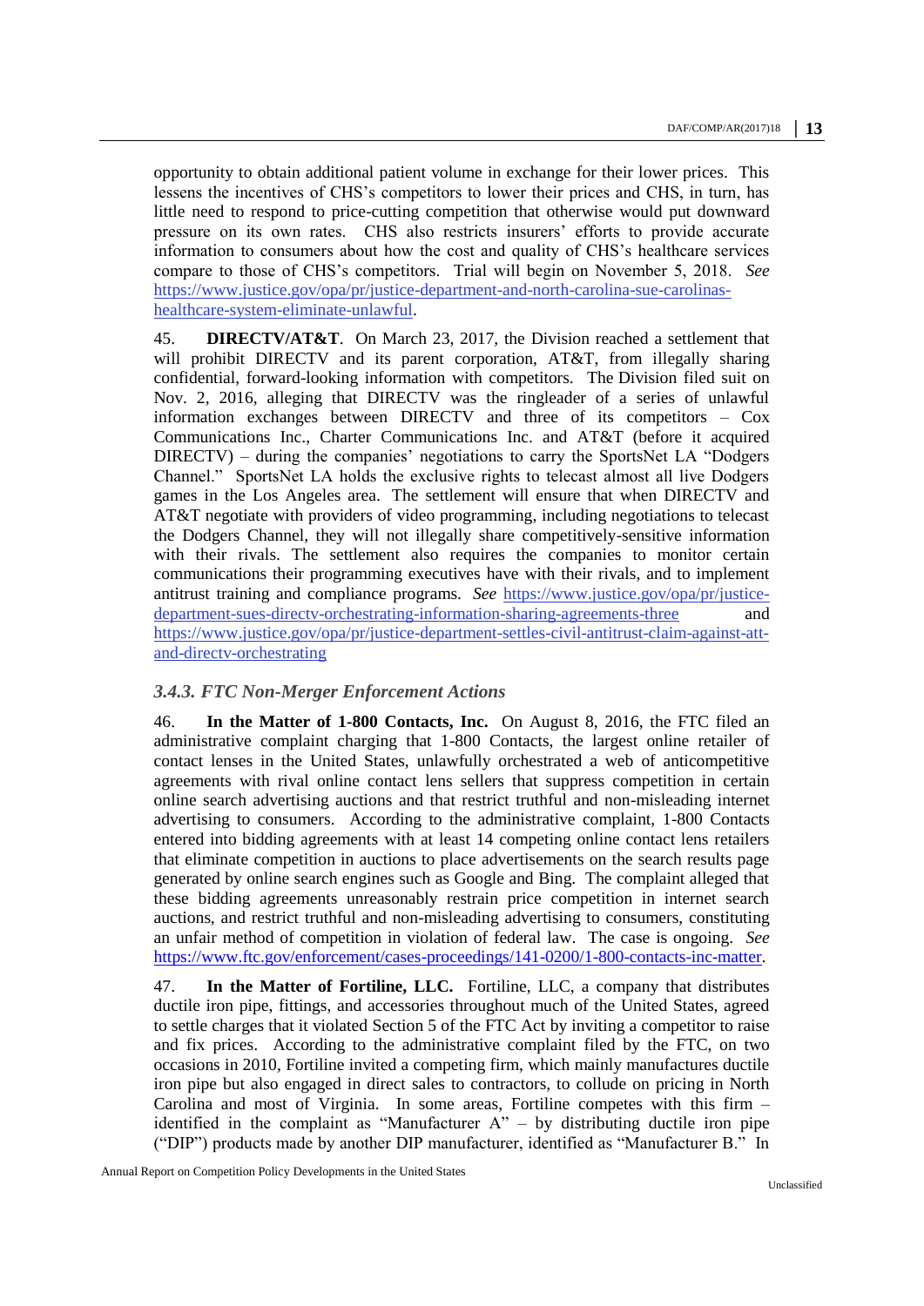opportunity to obtain additional patient volume in exchange for their lower prices. This lessens the incentives of CHS's competitors to lower their prices and CHS, in turn, has little need to respond to price-cutting competition that otherwise would put downward pressure on its own rates. CHS also restricts insurers' efforts to provide accurate information to consumers about how the cost and quality of CHS's healthcare services compare to those of CHS's competitors. Trial will begin on November 5, 2018. *See* https://www.justice.gov/opa/pr/justice-department-and-north-carolina-sue-carolinas-healthcare-system-eliminate-unlawful.

45. **DIRECTV/AT&T**. On March 23, 2017, the Division reached a settlement that will prohibit DIRECTV and its parent corporation, AT&T, from illegally sharing confidential, forward-looking information with competitors. The Division filed suit on Nov. 2, 2016, alleging that DIRECTV was the ringleader of a series of unlawful information exchanges between DIRECTV and three of its competitors – Cox Communications Inc., Charter Communications Inc. and AT&T (before it acquired DIRECTV) – during the companies' negotiations to carry the SportsNet LA "Dodgers Channel." SportsNet LA holds the exclusive rights to telecast almost all live Dodgers games in the Los Angeles area. The settlement will ensure that when DIRECTV and AT&T negotiate with providers of video programming, including negotiations to telecast the Dodgers Channel, they will not illegally share competitively-sensitive information with their rivals. The settlement also requires the companies to monitor certain communications their programming executives have with their rivals, and to implement antitrust training and compliance programs. *See* https://www.justice.gov/opa/pr/justice-department-sues-directv-orchestrating-information-sharing-agreements-three and https://www.justice.gov/opa/pr/justice-department-settles-civil-antitrust-claim-against-att-and-directv-orchestrating

### *3.4.3. FTC Non-Merger Enforcement Actions*

46. **In the Matter of 1-800 Contacts, Inc.** On August 8, 2016, the FTC filed an administrative complaint charging that 1-800 Contacts, the largest online retailer of contact lenses in the United States, unlawfully orchestrated a web of anticompetitive agreements with rival online contact lens sellers that suppress competition in certain online search advertising auctions and that restrict truthful and non-misleading internet advertising to consumers. According to the administrative complaint, 1-800 Contacts entered into bidding agreements with at least 14 competing online contact lens retailers that eliminate competition in auctions to place advertisements on the search results page generated by online search engines such as Google and Bing. The complaint alleged that these bidding agreements unreasonably restrain price competition in internet search auctions, and restrict truthful and non-misleading advertising to consumers, constituting an unfair method of competition in violation of federal law. The case is ongoing. *See* https://www.ftc.gov/enforcement/cases-proceedings/141-0200/1-800-contacts-inc-matter.

47. **In the Matter of Fortiline, LLC.** Fortiline, LLC, a company that distributes ductile iron pipe, fittings, and accessories throughout much of the United States, agreed to settle charges that it violated Section 5 of the FTC Act by inviting a competitor to raise and fix prices. According to the administrative complaint filed by the FTC, on two occasions in 2010, Fortiline invited a competing firm, which mainly manufactures ductile iron pipe but also engaged in direct sales to contractors, to collude on pricing in North Carolina and most of Virginia. In some areas, Fortiline competes with this firm – identified in the complaint as "Manufacturer A" – by distributing ductile iron pipe ("DIP") products made by another DIP manufacturer, identified as "Manufacturer B." In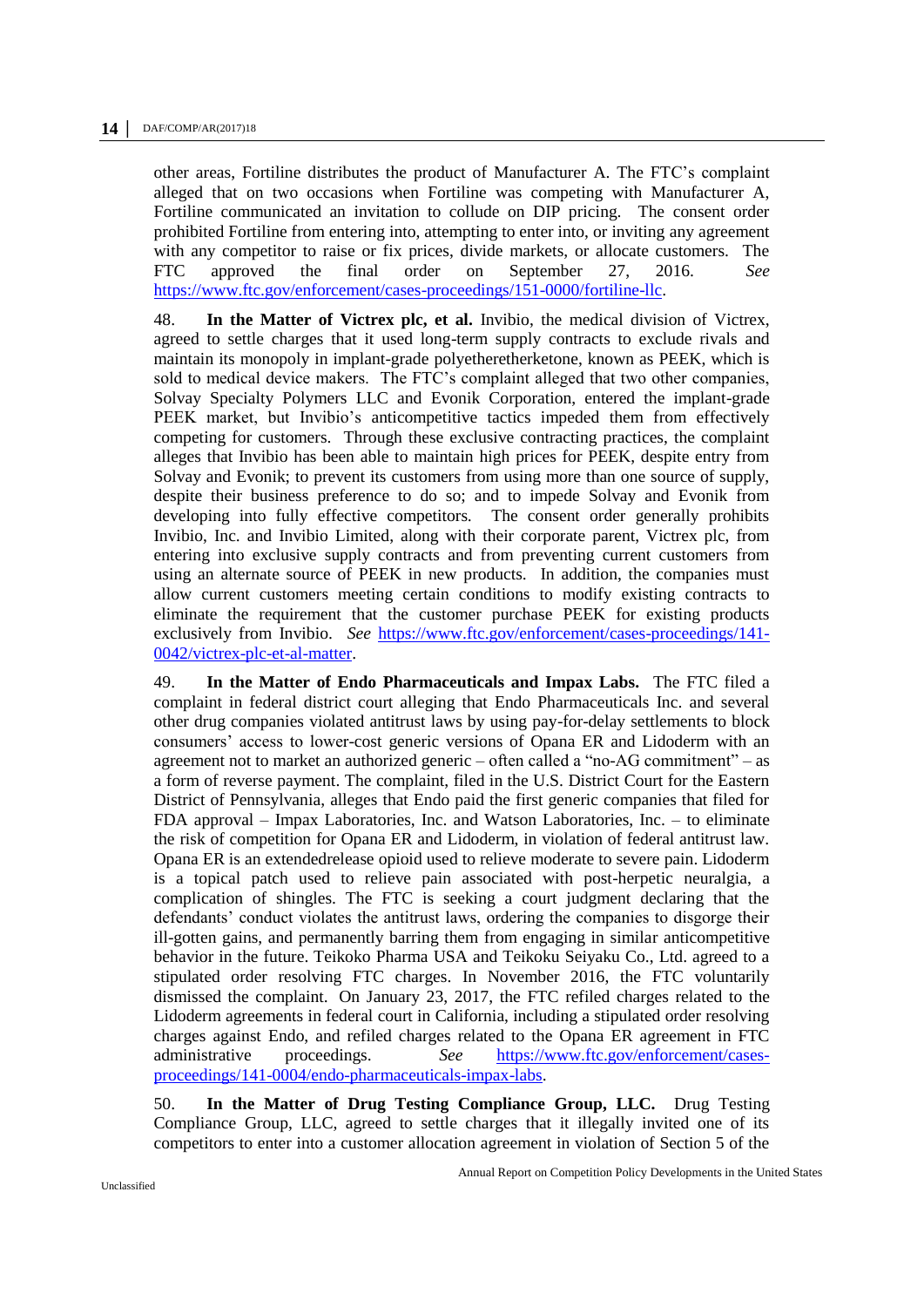other areas, Fortiline distributes the product of Manufacturer A. The FTC's complaint alleged that on two occasions when Fortiline was competing with Manufacturer A, Fortiline communicated an invitation to collude on DIP pricing. The consent order prohibited Fortiline from entering into, attempting to enter into, or inviting any agreement with any competitor to raise or fix prices, divide markets, or allocate customers. The FTC approved the final order on September 27, 2016. *See* https://www.ftc.gov/enforcement/cases-proceedings/151-0000/fortiline-llc.

48. **In the Matter of Victrex plc, et al.** Invibio, the medical division of Victrex, agreed to settle charges that it used long-term supply contracts to exclude rivals and maintain its monopoly in implant-grade polyetheretherketone, known as PEEK, which is sold to medical device makers. The FTC's complaint alleged that two other companies, Solvay Specialty Polymers LLC and Evonik Corporation, entered the implant-grade PEEK market, but Invibio's anticompetitive tactics impeded them from effectively competing for customers. Through these exclusive contracting practices, the complaint alleges that Invibio has been able to maintain high prices for PEEK, despite entry from Solvay and Evonik; to prevent its customers from using more than one source of supply, despite their business preference to do so; and to impede Solvay and Evonik from developing into fully effective competitors. The consent order generally prohibits Invibio, Inc. and Invibio Limited, along with their corporate parent, Victrex plc, from entering into exclusive supply contracts and from preventing current customers from using an alternate source of PEEK in new products. In addition, the companies must allow current customers meeting certain conditions to modify existing contracts to eliminate the requirement that the customer purchase PEEK for existing products exclusively from Invibio. *See* https://www.ftc.gov/enforcement/cases-proceedings/141-0042/victrex-plc-et-al-matter.

49. **In the Matter of Endo Pharmaceuticals and Impax Labs.** The FTC filed a complaint in federal district court alleging that Endo Pharmaceuticals Inc. and several other drug companies violated antitrust laws by using pay-for-delay settlements to block consumers' access to lower-cost generic versions of Opana ER and Lidoderm with an agreement not to market an authorized generic – often called a "no-AG commitment" – as a form of reverse payment. The complaint, filed in the U.S. District Court for the Eastern District of Pennsylvania, alleges that Endo paid the first generic companies that filed for FDA approval – Impax Laboratories, Inc. and Watson Laboratories, Inc. – to eliminate the risk of competition for Opana ER and Lidoderm, in violation of federal antitrust law. Opana ER is an extendedrelease opioid used to relieve moderate to severe pain. Lidoderm is a topical patch used to relieve pain associated with post-herpetic neuralgia, a complication of shingles. The FTC is seeking a court judgment declaring that the defendants' conduct violates the antitrust laws, ordering the companies to disgorge their ill-gotten gains, and permanently barring them from engaging in similar anticompetitive behavior in the future. Teikoko Pharma USA and Teikoku Seiyaku Co., Ltd. agreed to a stipulated order resolving FTC charges. In November 2016, the FTC voluntarily dismissed the complaint. On January 23, 2017, the FTC refiled charges related to the Lidoderm agreements in federal court in California, including a stipulated order resolving charges against Endo, and refiled charges related to the Opana ER agreement in FTC administrative proceedings. *See* https://www.ftc.gov/enforcement/cases-proceedings/141-0004/endo-pharmaceuticals-impax-labs.

50. **In the Matter of Drug Testing Compliance Group, LLC.** Drug Testing Compliance Group, LLC, agreed to settle charges that it illegally invited one of its competitors to enter into a customer allocation agreement in violation of Section 5 of the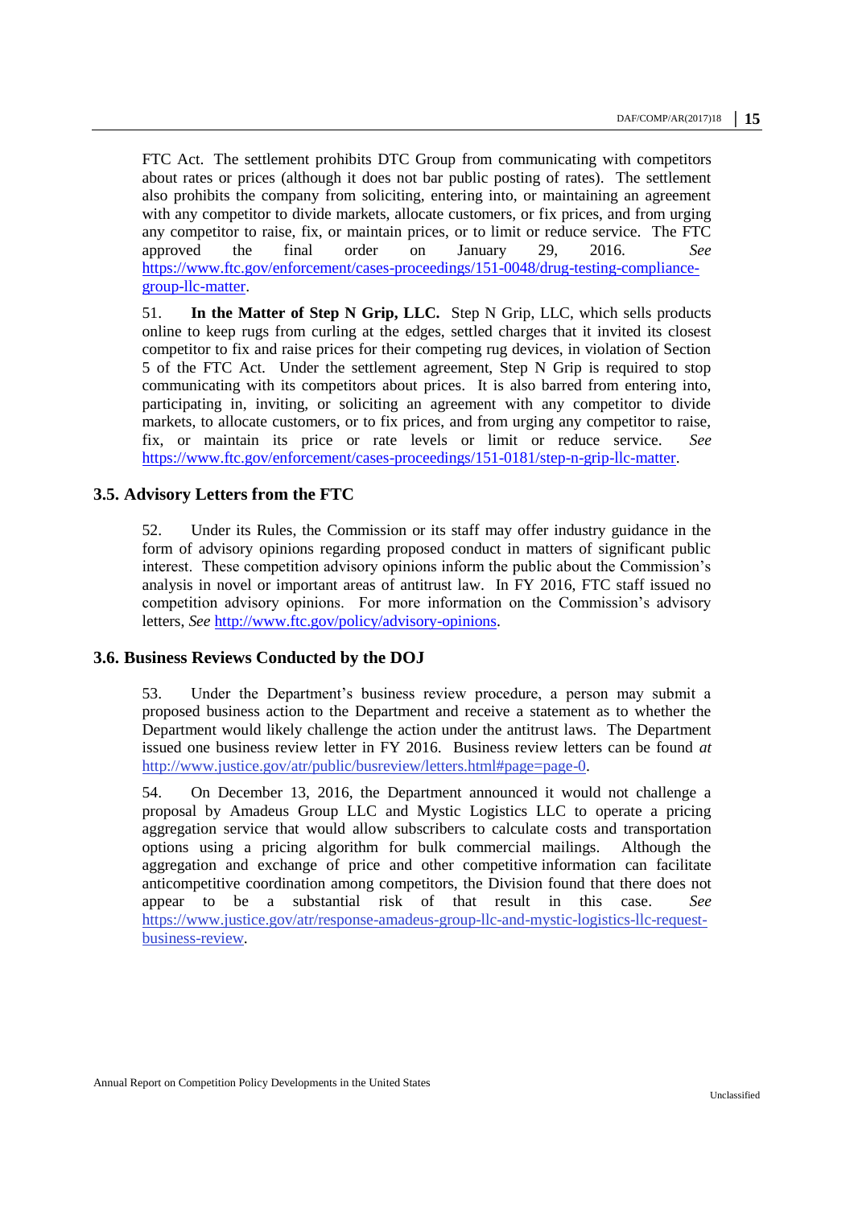FTC Act. The settlement prohibits DTC Group from communicating with competitors about rates or prices (although it does not bar public posting of rates). The settlement also prohibits the company from soliciting, entering into, or maintaining an agreement with any competitor to divide markets, allocate customers, or fix prices, and from urging any competitor to raise, fix, or maintain prices, or to limit or reduce service. The FTC approved the final order on January 29, 2016. *See* https://www.ftc.gov/enforcement/cases-proceedings/151-0048/drug-testing-compliance-group-llc-matter.

51. **In the Matter of Step N Grip, LLC.** Step N Grip, LLC, which sells products online to keep rugs from curling at the edges, settled charges that it invited its closest competitor to fix and raise prices for their competing rug devices, in violation of Section 5 of the FTC Act. Under the settlement agreement, Step N Grip is required to stop communicating with its competitors about prices. It is also barred from entering into, participating in, inviting, or soliciting an agreement with any competitor to divide markets, to allocate customers, or to fix prices, and from urging any competitor to raise, fix, or maintain its price or rate levels or limit or reduce service. *See* https://www.ftc.gov/enforcement/cases-proceedings/151-0181/step-n-grip-llc-matter.

### 3.5. Advisory Letters from the FTC

52. Under its Rules, the Commission or its staff may offer industry guidance in the form of advisory opinions regarding proposed conduct in matters of significant public interest. These competition advisory opinions inform the public about the Commission's analysis in novel or important areas of antitrust law. In FY 2016, FTC staff issued no competition advisory opinions. For more information on the Commission's advisory letters, *See* http://www.ftc.gov/policy/advisory-opinions.

### 3.6. Business Reviews Conducted by the DOJ

53. Under the Department's business review procedure, a person may submit a proposed business action to the Department and receive a statement as to whether the Department would likely challenge the action under the antitrust laws. The Department issued one business review letter in FY 2016. Business review letters can be found *at* http://www.justice.gov/atr/public/busreview/letters.html#page=page-0.

54. On December 13, 2016, the Department announced it would not challenge a proposal by Amadeus Group LLC and Mystic Logistics LLC to operate a pricing aggregation service that would allow subscribers to calculate costs and transportation options using a pricing algorithm for bulk commercial mailings. Although the aggregation and exchange of price and other competitive information can facilitate anticompetitive coordination among competitors, the Division found that there does not appear to be a substantial risk of that result in this case. *See* https://www.justice.gov/atr/response-amadeus-group-llc-and-mystic-logistics-llc-request-business-review.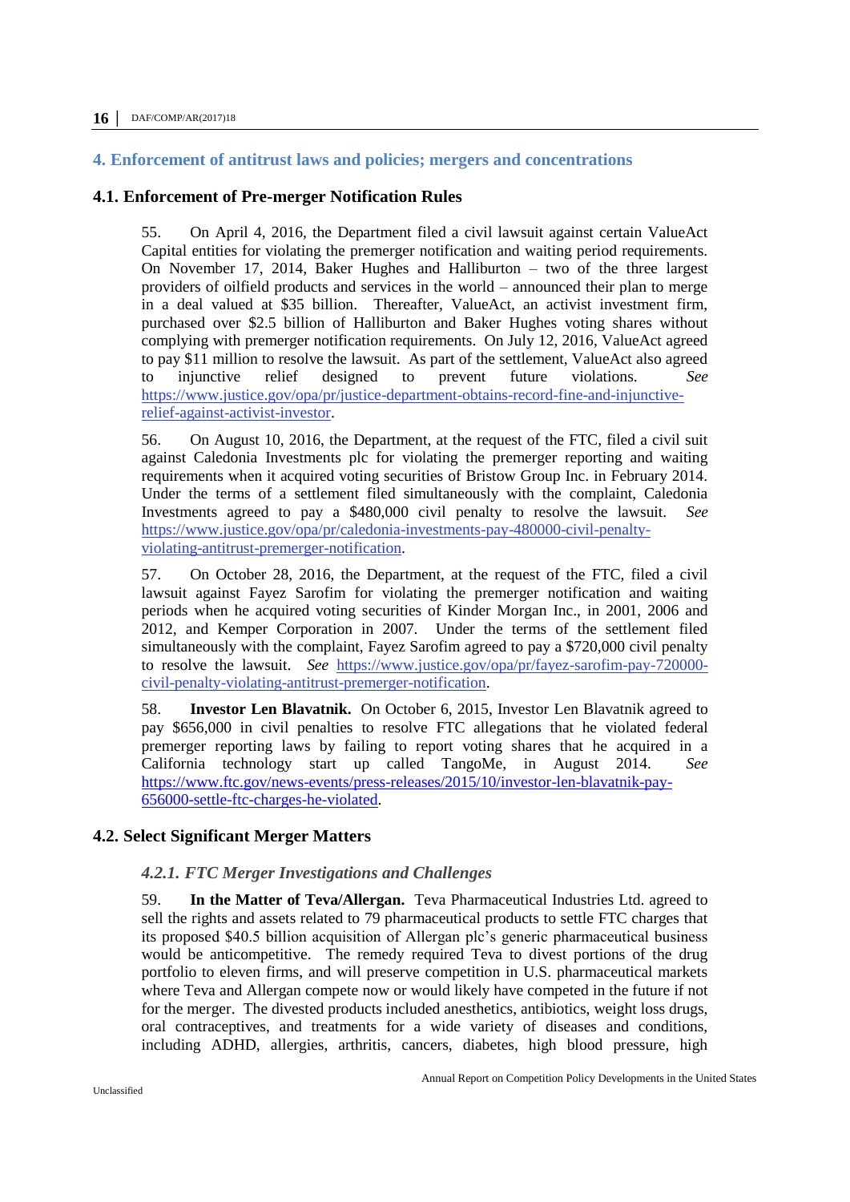## 4. Enforcement of antitrust laws and policies; mergers and concentrations

### 4.1. Enforcement of Pre-merger Notification Rules

55. On April 4, 2016, the Department filed a civil lawsuit against certain ValueAct Capital entities for violating the premerger notification and waiting period requirements. On November 17, 2014, Baker Hughes and Halliburton – two of the three largest providers of oilfield products and services in the world – announced their plan to merge in a deal valued at $35 billion. Thereafter, ValueAct, an activist investment firm, purchased over $2.5 billion of Halliburton and Baker Hughes voting shares without complying with premerger notification requirements. On July 12, 2016, ValueAct agreed to pay $11 million to resolve the lawsuit. As part of the settlement, ValueAct also agreed to injunctive relief designed to prevent future violations. *See* https://www.justice.gov/opa/pr/justice-department-obtains-record-fine-and-injunctive-relief-against-activist-investor.

56. On August 10, 2016, the Department, at the request of the FTC, filed a civil suit against Caledonia Investments plc for violating the premerger reporting and waiting requirements when it acquired voting securities of Bristow Group Inc. in February 2014. Under the terms of a settlement filed simultaneously with the complaint, Caledonia Investments agreed to pay a $480,000 civil penalty to resolve the lawsuit. *See* https://www.justice.gov/opa/pr/caledonia-investments-pay-480000-civil-penalty-violating-antitrust-premerger-notification.

57. On October 28, 2016, the Department, at the request of the FTC, filed a civil lawsuit against Fayez Sarofim for violating the premerger notification and waiting periods when he acquired voting securities of Kinder Morgan Inc., in 2001, 2006 and 2012, and Kemper Corporation in 2007. Under the terms of the settlement filed simultaneously with the complaint, Fayez Sarofim agreed to pay a $720,000 civil penalty to resolve the lawsuit. *See* https://www.justice.gov/opa/pr/fayez-sarofim-pay-720000-civil-penalty-violating-antitrust-premerger-notification.

58. **Investor Len Blavatnik.** On October 6, 2015, Investor Len Blavatnik agreed to pay $656,000 in civil penalties to resolve FTC allegations that he violated federal premerger reporting laws by failing to report voting shares that he acquired in a California technology start up called TangoMe, in August 2014. *See* https://www.ftc.gov/news-events/press-releases/2015/10/investor-len-blavatnik-pay-656000-settle-ftc-charges-he-violated.

### 4.2. Select Significant Merger Matters

#### *4.2.1. FTC Merger Investigations and Challenges*

59. **In the Matter of Teva/Allergan.** Teva Pharmaceutical Industries Ltd. agreed to sell the rights and assets related to 79 pharmaceutical products to settle FTC charges that its proposed $40.5 billion acquisition of Allergan plc's generic pharmaceutical business would be anticompetitive. The remedy required Teva to divest portions of the drug portfolio to eleven firms, and will preserve competition in U.S. pharmaceutical markets where Teva and Allergan compete now or would likely have competed in the future if not for the merger. The divested products included anesthetics, antibiotics, weight loss drugs, oral contraceptives, and treatments for a wide variety of diseases and conditions, including ADHD, allergies, arthritis, cancers, diabetes, high blood pressure, high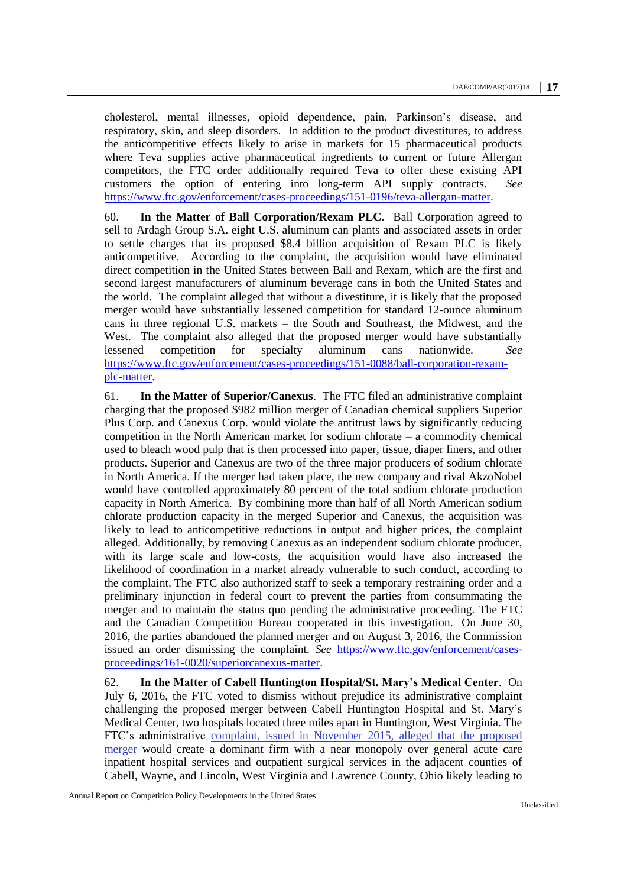cholesterol, mental illnesses, opioid dependence, pain, Parkinson's disease, and respiratory, skin, and sleep disorders. In addition to the product divestitures, to address the anticompetitive effects likely to arise in markets for 15 pharmaceutical products where Teva supplies active pharmaceutical ingredients to current or future Allergan competitors, the FTC order additionally required Teva to offer these existing API customers the option of entering into long-term API supply contracts. *See* https://www.ftc.gov/enforcement/cases-proceedings/151-0196/teva-allergan-matter.

60. **In the Matter of Ball Corporation/Rexam PLC**. Ball Corporation agreed to sell to Ardagh Group S.A. eight U.S. aluminum can plants and associated assets in order to settle charges that its proposed $8.4 billion acquisition of Rexam PLC is likely anticompetitive. According to the complaint, the acquisition would have eliminated direct competition in the United States between Ball and Rexam, which are the first and second largest manufacturers of aluminum beverage cans in both the United States and the world. The complaint alleged that without a divestiture, it is likely that the proposed merger would have substantially lessened competition for standard 12-ounce aluminum cans in three regional U.S. markets – the South and Southeast, the Midwest, and the West. The complaint also alleged that the proposed merger would have substantially lessened competition for specialty aluminum cans nationwide. *See* https://www.ftc.gov/enforcement/cases-proceedings/151-0088/ball-corporation-rexam-plc-matter.

61. **In the Matter of Superior/Canexus**. The FTC filed an administrative complaint charging that the proposed $982 million merger of Canadian chemical suppliers Superior Plus Corp. and Canexus Corp. would violate the antitrust laws by significantly reducing competition in the North American market for sodium chlorate – a commodity chemical used to bleach wood pulp that is then processed into paper, tissue, diaper liners, and other products. Superior and Canexus are two of the three major producers of sodium chlorate in North America. If the merger had taken place, the new company and rival AkzoNobel would have controlled approximately 80 percent of the total sodium chlorate production capacity in North America. By combining more than half of all North American sodium chlorate production capacity in the merged Superior and Canexus, the acquisition was likely to lead to anticompetitive reductions in output and higher prices, the complaint alleged. Additionally, by removing Canexus as an independent sodium chlorate producer, with its large scale and low-costs, the acquisition would have also increased the likelihood of coordination in a market already vulnerable to such conduct, according to the complaint. The FTC also authorized staff to seek a temporary restraining order and a preliminary injunction in federal court to prevent the parties from consummating the merger and to maintain the status quo pending the administrative proceeding. The FTC and the Canadian Competition Bureau cooperated in this investigation. On June 30, 2016, the parties abandoned the planned merger and on August 3, 2016, the Commission issued an order dismissing the complaint. *See* https://www.ftc.gov/enforcement/cases-proceedings/161-0020/superiorcanexus-matter.

62. **In the Matter of Cabell Huntington Hospital/St. Mary's Medical Center**. On July 6, 2016, the FTC voted to dismiss without prejudice its administrative complaint challenging the proposed merger between Cabell Huntington Hospital and St. Mary's Medical Center, two hospitals located three miles apart in Huntington, West Virginia. The FTC's administrative complaint, issued in November 2015, alleged that the proposed merger would create a dominant firm with a near monopoly over general acute care inpatient hospital services and outpatient surgical services in the adjacent counties of Cabell, Wayne, and Lincoln, West Virginia and Lawrence County, Ohio likely leading to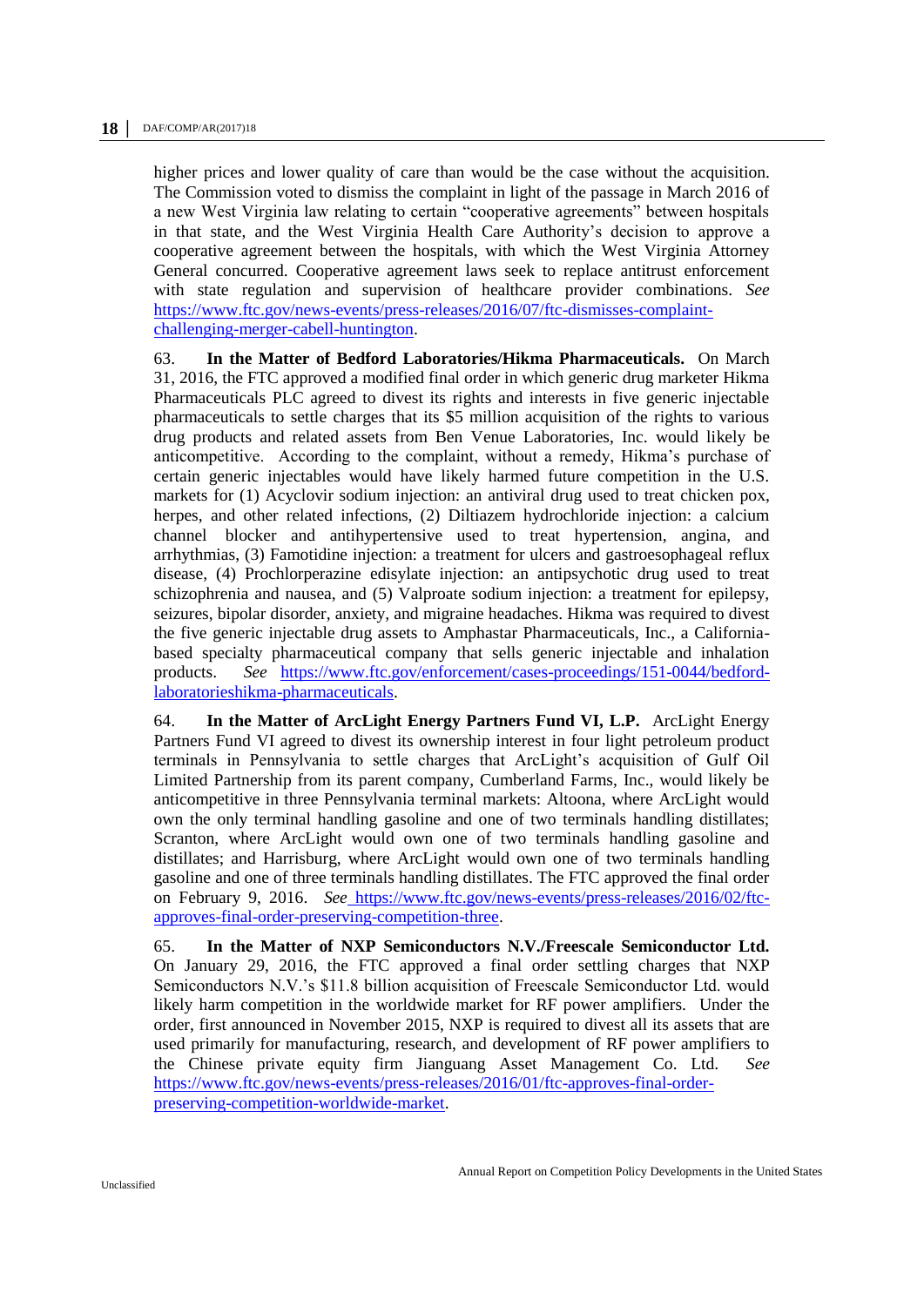higher prices and lower quality of care than would be the case without the acquisition. The Commission voted to dismiss the complaint in light of the passage in March 2016 of a new West Virginia law relating to certain "cooperative agreements" between hospitals in that state, and the West Virginia Health Care Authority's decision to approve a cooperative agreement between the hospitals, with which the West Virginia Attorney General concurred. Cooperative agreement laws seek to replace antitrust enforcement with state regulation and supervision of healthcare provider combinations. *See* https://www.ftc.gov/news-events/press-releases/2016/07/ftc-dismisses-complaint-challenging-merger-cabell-huntington.

63. **In the Matter of Bedford Laboratories/Hikma Pharmaceuticals.** On March 31, 2016, the FTC approved a modified final order in which generic drug marketer Hikma Pharmaceuticals PLC agreed to divest its rights and interests in five generic injectable pharmaceuticals to settle charges that its $5 million acquisition of the rights to various drug products and related assets from Ben Venue Laboratories, Inc. would likely be anticompetitive. According to the complaint, without a remedy, Hikma's purchase of certain generic injectables would have likely harmed future competition in the U.S. markets for (1) Acyclovir sodium injection: an antiviral drug used to treat chicken pox, herpes, and other related infections, (2) Diltiazem hydrochloride injection: a calcium channel blocker and antihypertensive used to treat hypertension, angina, and arrhythmias, (3) Famotidine injection: a treatment for ulcers and gastroesophageal reflux disease, (4) Prochlorperazine edisylate injection: an antipsychotic drug used to treat schizophrenia and nausea, and (5) Valproate sodium injection: a treatment for epilepsy, seizures, bipolar disorder, anxiety, and migraine headaches. Hikma was required to divest the five generic injectable drug assets to Amphastar Pharmaceuticals, Inc., a California-based specialty pharmaceutical company that sells generic injectable and inhalation products. *See* https://www.ftc.gov/enforcement/cases-proceedings/151-0044/bedford-laboratorieshikma-pharmaceuticals.

64. **In the Matter of ArcLight Energy Partners Fund VI, L.P.** ArcLight Energy Partners Fund VI agreed to divest its ownership interest in four light petroleum product terminals in Pennsylvania to settle charges that ArcLight's acquisition of Gulf Oil Limited Partnership from its parent company, Cumberland Farms, Inc., would likely be anticompetitive in three Pennsylvania terminal markets: Altoona, where ArcLight would own the only terminal handling gasoline and one of two terminals handling distillates; Scranton, where ArcLight would own one of two terminals handling gasoline and distillates; and Harrisburg, where ArcLight would own one of two terminals handling gasoline and one of three terminals handling distillates. The FTC approved the final order on February 9, 2016. *See* https://www.ftc.gov/news-events/press-releases/2016/02/ftc-approves-final-order-preserving-competition-three.

65. **In the Matter of NXP Semiconductors N.V./Freescale Semiconductor Ltd.** On January 29, 2016, the FTC approved a final order settling charges that NXP Semiconductors N.V.'s $11.8 billion acquisition of Freescale Semiconductor Ltd. would likely harm competition in the worldwide market for RF power amplifiers. Under the order, first announced in November 2015, NXP is required to divest all its assets that are used primarily for manufacturing, research, and development of RF power amplifiers to the Chinese private equity firm Jianguang Asset Management Co. Ltd. *See* https://www.ftc.gov/news-events/press-releases/2016/01/ftc-approves-final-order-preserving-competition-worldwide-market.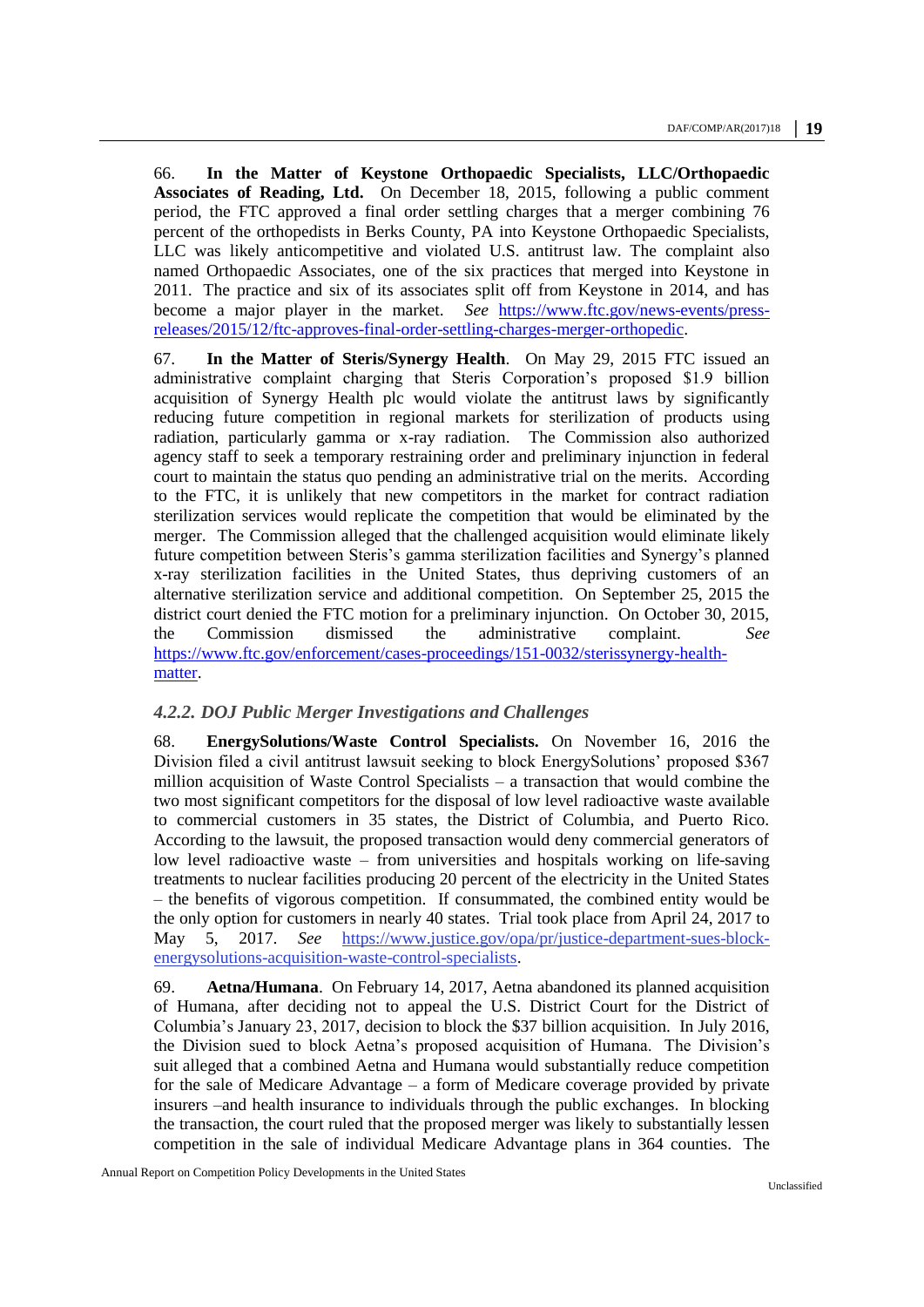66. **In the Matter of Keystone Orthopaedic Specialists, LLC/Orthopaedic Associates of Reading, Ltd.** On December 18, 2015, following a public comment period, the FTC approved a final order settling charges that a merger combining 76 percent of the orthopedists in Berks County, PA into Keystone Orthopaedic Specialists, LLC was likely anticompetitive and violated U.S. antitrust law. The complaint also named Orthopaedic Associates, one of the six practices that merged into Keystone in 2011. The practice and six of its associates split off from Keystone in 2014, and has become a major player in the market. *See* https://www.ftc.gov/news-events/press-releases/2015/12/ftc-approves-final-order-settling-charges-merger-orthopedic.

67. **In the Matter of Steris/Synergy Health**. On May 29, 2015 FTC issued an administrative complaint charging that Steris Corporation's proposed $1.9 billion acquisition of Synergy Health plc would violate the antitrust laws by significantly reducing future competition in regional markets for sterilization of products using radiation, particularly gamma or x-ray radiation. The Commission also authorized agency staff to seek a temporary restraining order and preliminary injunction in federal court to maintain the status quo pending an administrative trial on the merits. According to the FTC, it is unlikely that new competitors in the market for contract radiation sterilization services would replicate the competition that would be eliminated by the merger. The Commission alleged that the challenged acquisition would eliminate likely future competition between Steris's gamma sterilization facilities and Synergy's planned x-ray sterilization facilities in the United States, thus depriving customers of an alternative sterilization service and additional competition. On September 25, 2015 the district court denied the FTC motion for a preliminary injunction. On October 30, 2015, the Commission dismissed the administrative complaint. *See* https://www.ftc.gov/enforcement/cases-proceedings/151-0032/sterissynergy-health-matter.

### *4.2.2. DOJ Public Merger Investigations and Challenges*

68. **EnergySolutions/Waste Control Specialists.** On November 16, 2016 the Division filed a civil antitrust lawsuit seeking to block EnergySolutions' proposed $367 million acquisition of Waste Control Specialists – a transaction that would combine the two most significant competitors for the disposal of low level radioactive waste available to commercial customers in 35 states, the District of Columbia, and Puerto Rico. According to the lawsuit, the proposed transaction would deny commercial generators of low level radioactive waste – from universities and hospitals working on life-saving treatments to nuclear facilities producing 20 percent of the electricity in the United States – the benefits of vigorous competition. If consummated, the combined entity would be the only option for customers in nearly 40 states. Trial took place from April 24, 2017 to May 5, 2017. *See* https://www.justice.gov/opa/pr/justice-department-sues-block-energysolutions-acquisition-waste-control-specialists.

69. **Aetna/Humana**. On February 14, 2017, Aetna abandoned its planned acquisition of Humana, after deciding not to appeal the U.S. District Court for the District of Columbia's January 23, 2017, decision to block the $37 billion acquisition. In July 2016, the Division sued to block Aetna's proposed acquisition of Humana. The Division's suit alleged that a combined Aetna and Humana would substantially reduce competition for the sale of Medicare Advantage – a form of Medicare coverage provided by private insurers –and health insurance to individuals through the public exchanges. In blocking the transaction, the court ruled that the proposed merger was likely to substantially lessen competition in the sale of individual Medicare Advantage plans in 364 counties. The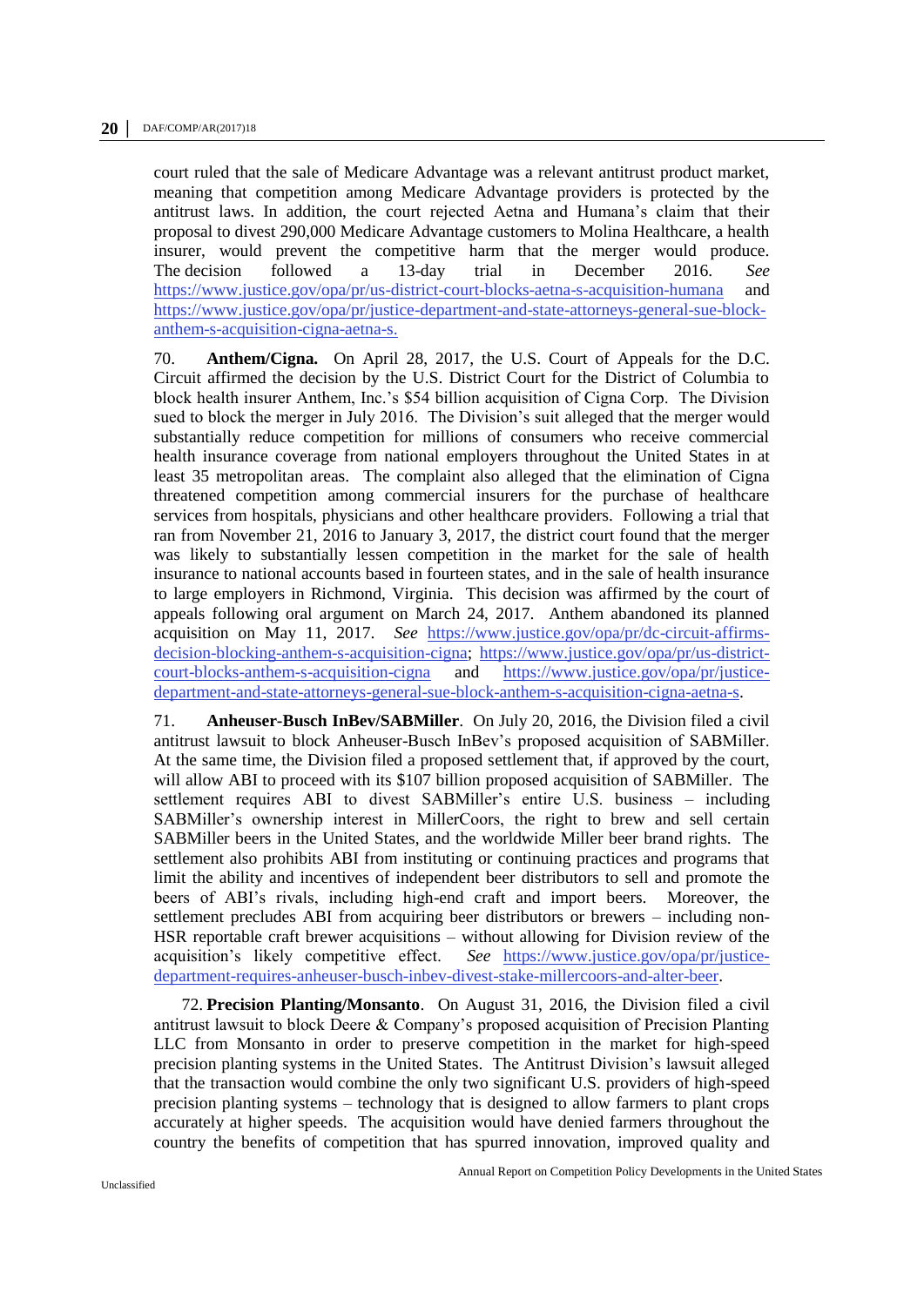court ruled that the sale of Medicare Advantage was a relevant antitrust product market, meaning that competition among Medicare Advantage providers is protected by the antitrust laws. In addition, the court rejected Aetna and Humana's claim that their proposal to divest 290,000 Medicare Advantage customers to Molina Healthcare, a health insurer, would prevent the competitive harm that the merger would produce. The decision followed a 13-day trial in December 2016. *See* https://www.justice.gov/opa/pr/us-district-court-blocks-aetna-s-acquisition-humana and https://www.justice.gov/opa/pr/justice-department-and-state-attorneys-general-sue-block-anthem-s-acquisition-cigna-aetna-s.

70. **Anthem/Cigna.** On April 28, 2017, the U.S. Court of Appeals for the D.C. Circuit affirmed the decision by the U.S. District Court for the District of Columbia to block health insurer Anthem, Inc.'s $54 billion acquisition of Cigna Corp. The Division sued to block the merger in July 2016. The Division's suit alleged that the merger would substantially reduce competition for millions of consumers who receive commercial health insurance coverage from national employers throughout the United States in at least 35 metropolitan areas. The complaint also alleged that the elimination of Cigna threatened competition among commercial insurers for the purchase of healthcare services from hospitals, physicians and other healthcare providers. Following a trial that ran from November 21, 2016 to January 3, 2017, the district court found that the merger was likely to substantially lessen competition in the market for the sale of health insurance to national accounts based in fourteen states, and in the sale of health insurance to large employers in Richmond, Virginia. This decision was affirmed by the court of appeals following oral argument on March 24, 2017. Anthem abandoned its planned acquisition on May 11, 2017. *See* https://www.justice.gov/opa/pr/dc-circuit-affirms-decision-blocking-anthem-s-acquisition-cigna; https://www.justice.gov/opa/pr/us-district-court-blocks-anthem-s-acquisition-cigna and https://www.justice.gov/opa/pr/justice-department-and-state-attorneys-general-sue-block-anthem-s-acquisition-cigna-aetna-s.

71. **Anheuser-Busch InBev/SABMiller**. On July 20, 2016, the Division filed a civil antitrust lawsuit to block Anheuser-Busch InBev's proposed acquisition of SABMiller. At the same time, the Division filed a proposed settlement that, if approved by the court, will allow ABI to proceed with its $107 billion proposed acquisition of SABMiller. The settlement requires ABI to divest SABMiller's entire U.S. business – including SABMiller's ownership interest in MillerCoors, the right to brew and sell certain SABMiller beers in the United States, and the worldwide Miller beer brand rights. The settlement also prohibits ABI from instituting or continuing practices and programs that limit the ability and incentives of independent beer distributors to sell and promote the beers of ABI's rivals, including high-end craft and import beers. Moreover, the settlement precludes ABI from acquiring beer distributors or brewers – including non-HSR reportable craft brewer acquisitions – without allowing for Division review of the acquisition's likely competitive effect. *See* https://www.justice.gov/opa/pr/justice-department-requires-anheuser-busch-inbev-divest-stake-millercoors-and-alter-beer.

72. **Precision Planting/Monsanto**. On August 31, 2016, the Division filed a civil antitrust lawsuit to block Deere & Company's proposed acquisition of Precision Planting LLC from Monsanto in order to preserve competition in the market for high-speed precision planting systems in the United States. The Antitrust Division's lawsuit alleged that the transaction would combine the only two significant U.S. providers of high-speed precision planting systems – technology that is designed to allow farmers to plant crops accurately at higher speeds. The acquisition would have denied farmers throughout the country the benefits of competition that has spurred innovation, improved quality and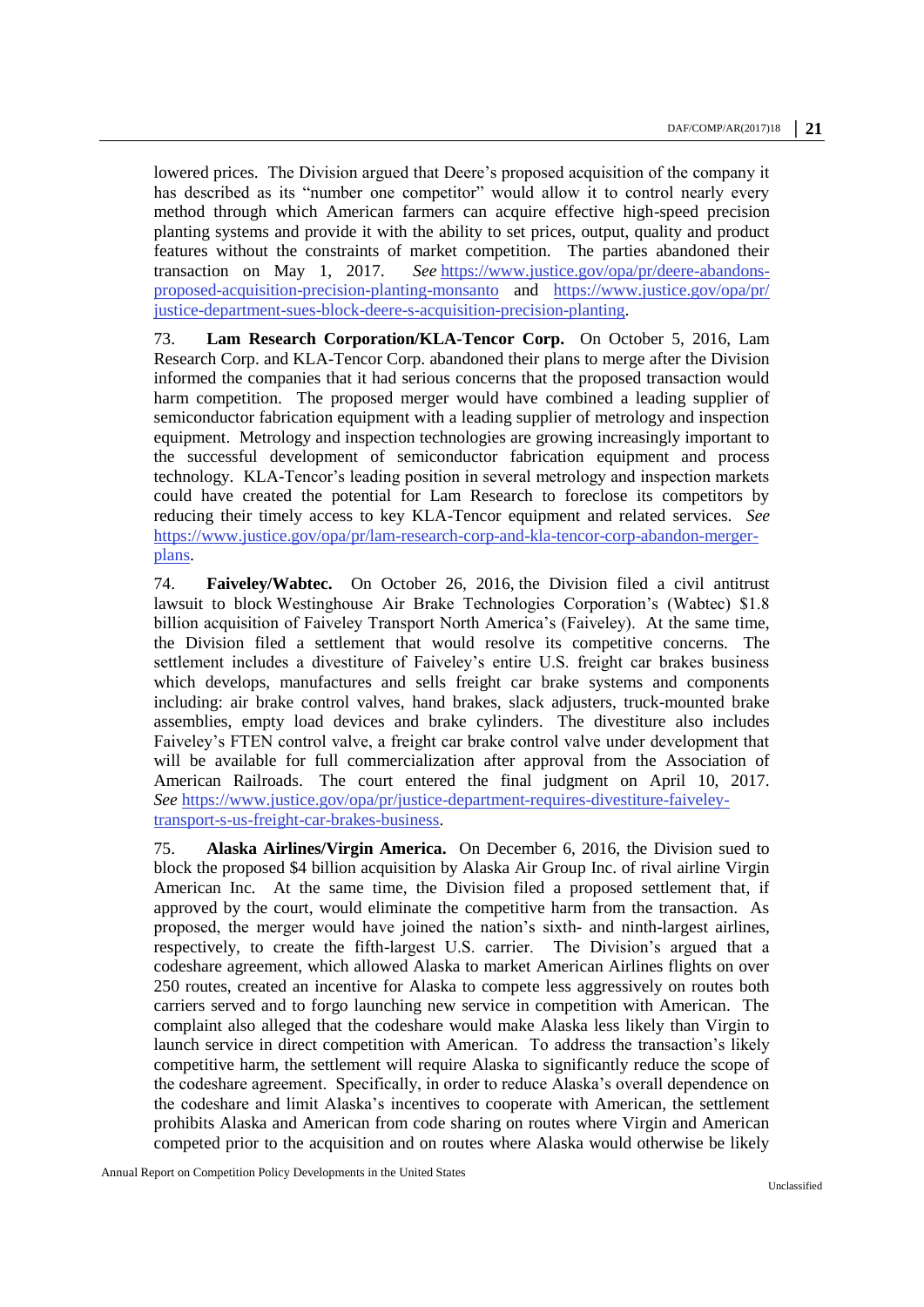lowered prices. The Division argued that Deere's proposed acquisition of the company it has described as its "number one competitor" would allow it to control nearly every method through which American farmers can acquire effective high-speed precision planting systems and provide it with the ability to set prices, output, quality and product features without the constraints of market competition. The parties abandoned their transaction on May 1, 2017. *See* https://www.justice.gov/opa/pr/deere-abandons-proposed-acquisition-precision-planting-monsanto and https://www.justice.gov/opa/pr/justice-department-sues-block-deere-s-acquisition-precision-planting.

73. **Lam Research Corporation/KLA-Tencor Corp.** On October 5, 2016, Lam Research Corp. and KLA-Tencor Corp. abandoned their plans to merge after the Division informed the companies that it had serious concerns that the proposed transaction would harm competition. The proposed merger would have combined a leading supplier of semiconductor fabrication equipment with a leading supplier of metrology and inspection equipment. Metrology and inspection technologies are growing increasingly important to the successful development of semiconductor fabrication equipment and process technology. KLA-Tencor's leading position in several metrology and inspection markets could have created the potential for Lam Research to foreclose its competitors by reducing their timely access to key KLA-Tencor equipment and related services. *See* https://www.justice.gov/opa/pr/lam-research-corp-and-kla-tencor-corp-abandon-merger-plans.

74. **Faiveley/Wabtec.** On October 26, 2016, the Division filed a civil antitrust lawsuit to block Westinghouse Air Brake Technologies Corporation's (Wabtec) $1.8 billion acquisition of Faiveley Transport North America's (Faiveley). At the same time, the Division filed a settlement that would resolve its competitive concerns. The settlement includes a divestiture of Faiveley's entire U.S. freight car brakes business which develops, manufactures and sells freight car brake systems and components including: air brake control valves, hand brakes, slack adjusters, truck-mounted brake assemblies, empty load devices and brake cylinders. The divestiture also includes Faiveley's FTEN control valve, a freight car brake control valve under development that will be available for full commercialization after approval from the Association of American Railroads. The court entered the final judgment on April 10, 2017. *See* https://www.justice.gov/opa/pr/justice-department-requires-divestiture-faiveley-transport-s-us-freight-car-brakes-business.

75. **Alaska Airlines/Virgin America.** On December 6, 2016, the Division sued to block the proposed $4 billion acquisition by Alaska Air Group Inc. of rival airline Virgin American Inc. At the same time, the Division filed a proposed settlement that, if approved by the court, would eliminate the competitive harm from the transaction. As proposed, the merger would have joined the nation's sixth- and ninth-largest airlines, respectively, to create the fifth-largest U.S. carrier. The Division's argued that a codeshare agreement, which allowed Alaska to market American Airlines flights on over 250 routes, created an incentive for Alaska to compete less aggressively on routes both carriers served and to forgo launching new service in competition with American. The complaint also alleged that the codeshare would make Alaska less likely than Virgin to launch service in direct competition with American. To address the transaction's likely competitive harm, the settlement will require Alaska to significantly reduce the scope of the codeshare agreement. Specifically, in order to reduce Alaska's overall dependence on the codeshare and limit Alaska's incentives to cooperate with American, the settlement prohibits Alaska and American from code sharing on routes where Virgin and American competed prior to the acquisition and on routes where Alaska would otherwise be likely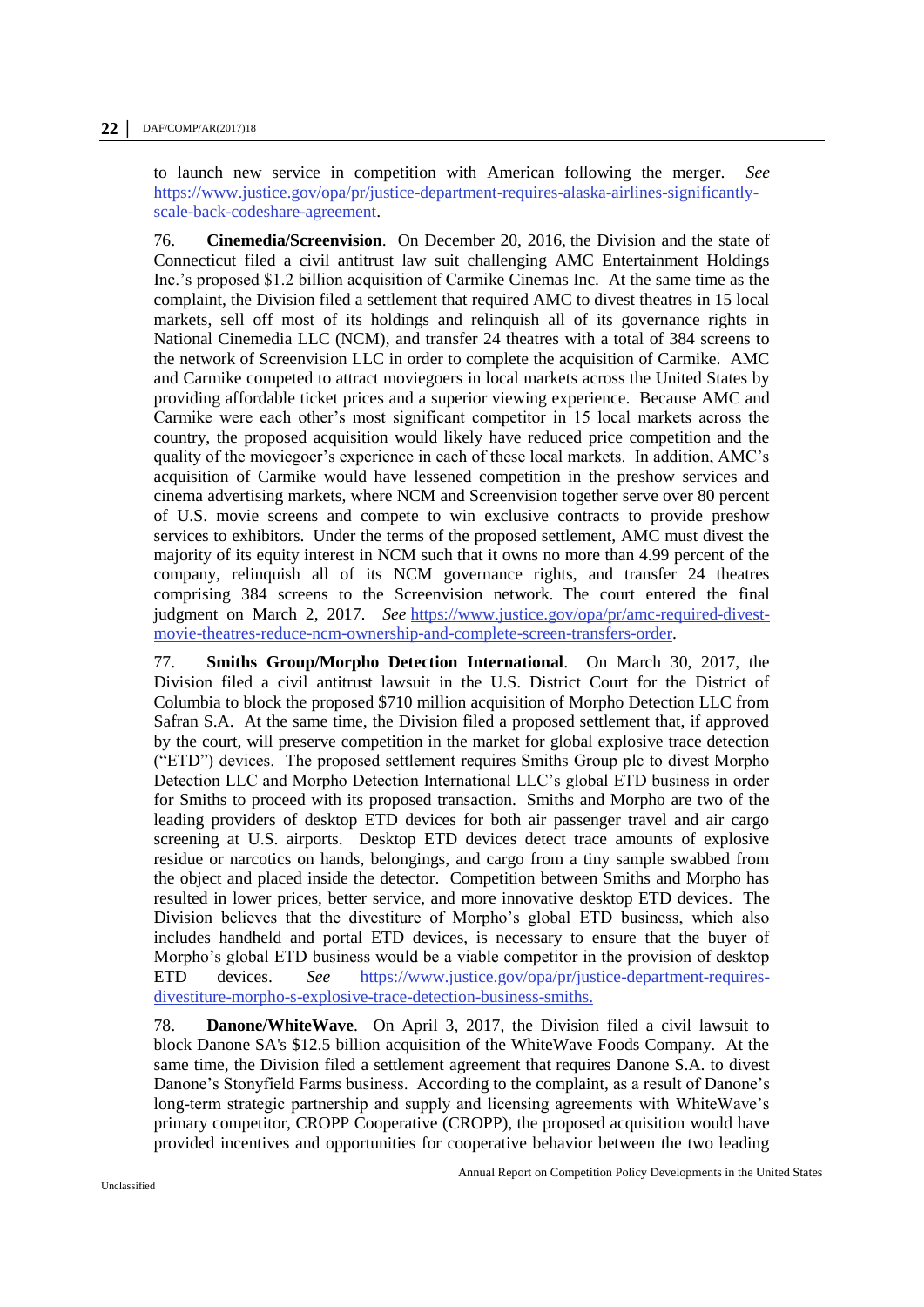to launch new service in competition with American following the merger. *See* https://www.justice.gov/opa/pr/justice-department-requires-alaska-airlines-significantly-scale-back-codeshare-agreement.

76. **Cinemedia/Screenvision**. On December 20, 2016, the Division and the state of Connecticut filed a civil antitrust law suit challenging AMC Entertainment Holdings Inc.'s proposed $1.2 billion acquisition of Carmike Cinemas Inc. At the same time as the complaint, the Division filed a settlement that required AMC to divest theatres in 15 local markets, sell off most of its holdings and relinquish all of its governance rights in National Cinemedia LLC (NCM), and transfer 24 theatres with a total of 384 screens to the network of Screenvision LLC in order to complete the acquisition of Carmike. AMC and Carmike competed to attract moviegoers in local markets across the United States by providing affordable ticket prices and a superior viewing experience. Because AMC and Carmike were each other's most significant competitor in 15 local markets across the country, the proposed acquisition would likely have reduced price competition and the quality of the moviegoer's experience in each of these local markets. In addition, AMC's acquisition of Carmike would have lessened competition in the preshow services and cinema advertising markets, where NCM and Screenvision together serve over 80 percent of U.S. movie screens and compete to win exclusive contracts to provide preshow services to exhibitors. Under the terms of the proposed settlement, AMC must divest the majority of its equity interest in NCM such that it owns no more than 4.99 percent of the company, relinquish all of its NCM governance rights, and transfer 24 theatres comprising 384 screens to the Screenvision network. The court entered the final judgment on March 2, 2017. *See* https://www.justice.gov/opa/pr/amc-required-divest-movie-theatres-reduce-ncm-ownership-and-complete-screen-transfers-order.

77. **Smiths Group/Morpho Detection International**. On March 30, 2017, the Division filed a civil antitrust lawsuit in the U.S. District Court for the District of Columbia to block the proposed $710 million acquisition of Morpho Detection LLC from Safran S.A. At the same time, the Division filed a proposed settlement that, if approved by the court, will preserve competition in the market for global explosive trace detection ("ETD") devices. The proposed settlement requires Smiths Group plc to divest Morpho Detection LLC and Morpho Detection International LLC's global ETD business in order for Smiths to proceed with its proposed transaction. Smiths and Morpho are two of the leading providers of desktop ETD devices for both air passenger travel and air cargo screening at U.S. airports. Desktop ETD devices detect trace amounts of explosive residue or narcotics on hands, belongings, and cargo from a tiny sample swabbed from the object and placed inside the detector. Competition between Smiths and Morpho has resulted in lower prices, better service, and more innovative desktop ETD devices. The Division believes that the divestiture of Morpho's global ETD business, which also includes handheld and portal ETD devices, is necessary to ensure that the buyer of Morpho's global ETD business would be a viable competitor in the provision of desktop ETD devices. *See* https://www.justice.gov/opa/pr/justice-department-requires-divestiture-morpho-s-explosive-trace-detection-business-smiths.

78. **Danone/WhiteWave**. On April 3, 2017, the Division filed a civil lawsuit to block Danone SA's $12.5 billion acquisition of the WhiteWave Foods Company. At the same time, the Division filed a settlement agreement that requires Danone S.A. to divest Danone's Stonyfield Farms business. According to the complaint, as a result of Danone's long-term strategic partnership and supply and licensing agreements with WhiteWave's primary competitor, CROPP Cooperative (CROPP), the proposed acquisition would have provided incentives and opportunities for cooperative behavior between the two leading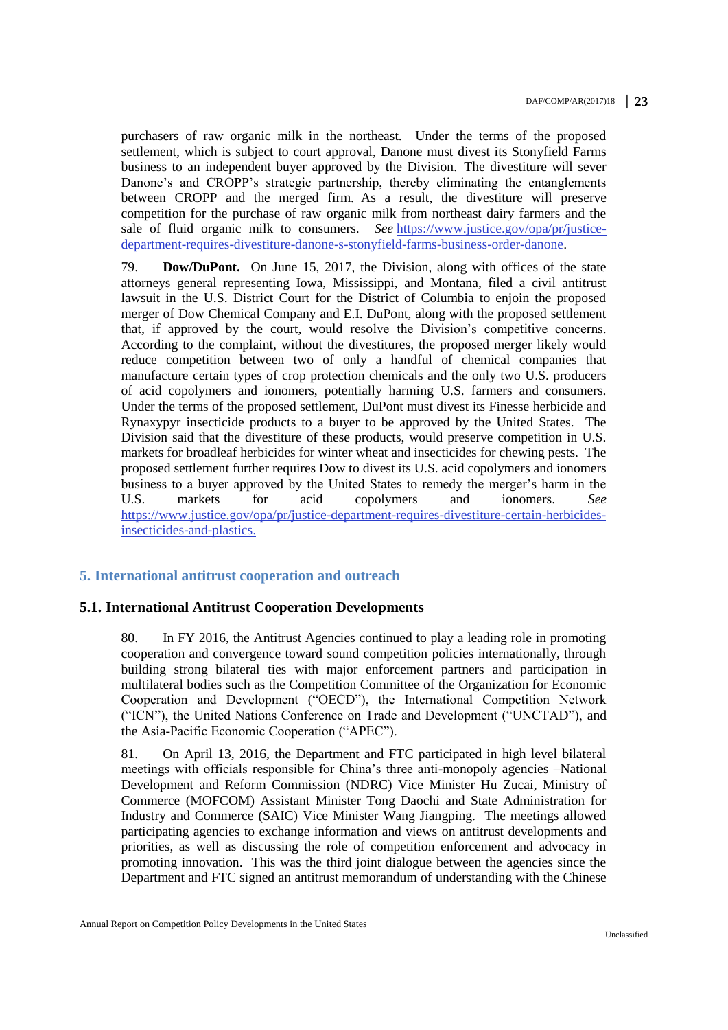purchasers of raw organic milk in the northeast. Under the terms of the proposed settlement, which is subject to court approval, Danone must divest its Stonyfield Farms business to an independent buyer approved by the Division. The divestiture will sever Danone's and CROPP's strategic partnership, thereby eliminating the entanglements between CROPP and the merged firm. As a result, the divestiture will preserve competition for the purchase of raw organic milk from northeast dairy farmers and the sale of fluid organic milk to consumers. *See* https://www.justice.gov/opa/pr/justice-department-requires-divestiture-danone-s-stonyfield-farms-business-order-danone.

79. **Dow/DuPont.** On June 15, 2017, the Division, along with offices of the state attorneys general representing Iowa, Mississippi, and Montana, filed a civil antitrust lawsuit in the U.S. District Court for the District of Columbia to enjoin the proposed merger of Dow Chemical Company and E.I. DuPont, along with the proposed settlement that, if approved by the court, would resolve the Division's competitive concerns. According to the complaint, without the divestitures, the proposed merger likely would reduce competition between two of only a handful of chemical companies that manufacture certain types of crop protection chemicals and the only two U.S. producers of acid copolymers and ionomers, potentially harming U.S. farmers and consumers. Under the terms of the proposed settlement, DuPont must divest its Finesse herbicide and Rynaxypyr insecticide products to a buyer to be approved by the United States. The Division said that the divestiture of these products, would preserve competition in U.S. markets for broadleaf herbicides for winter wheat and insecticides for chewing pests. The proposed settlement further requires Dow to divest its U.S. acid copolymers and ionomers business to a buyer approved by the United States to remedy the merger's harm in the U.S. markets for acid copolymers and ionomers. *See* https://www.justice.gov/opa/pr/justice-department-requires-divestiture-certain-herbicides-insecticides-and-plastics.

## 5. International antitrust cooperation and outreach

### 5.1. International Antitrust Cooperation Developments

80. In FY 2016, the Antitrust Agencies continued to play a leading role in promoting cooperation and convergence toward sound competition policies internationally, through building strong bilateral ties with major enforcement partners and participation in multilateral bodies such as the Competition Committee of the Organization for Economic Cooperation and Development ("OECD"), the International Competition Network ("ICN"), the United Nations Conference on Trade and Development ("UNCTAD"), and the Asia-Pacific Economic Cooperation ("APEC").

81. On April 13, 2016, the Department and FTC participated in high level bilateral meetings with officials responsible for China's three anti-monopoly agencies –National Development and Reform Commission (NDRC) Vice Minister Hu Zucai, Ministry of Commerce (MOFCOM) Assistant Minister Tong Daochi and State Administration for Industry and Commerce (SAIC) Vice Minister Wang Jiangping. The meetings allowed participating agencies to exchange information and views on antitrust developments and priorities, as well as discussing the role of competition enforcement and advocacy in promoting innovation. This was the third joint dialogue between the agencies since the Department and FTC signed an antitrust memorandum of understanding with the Chinese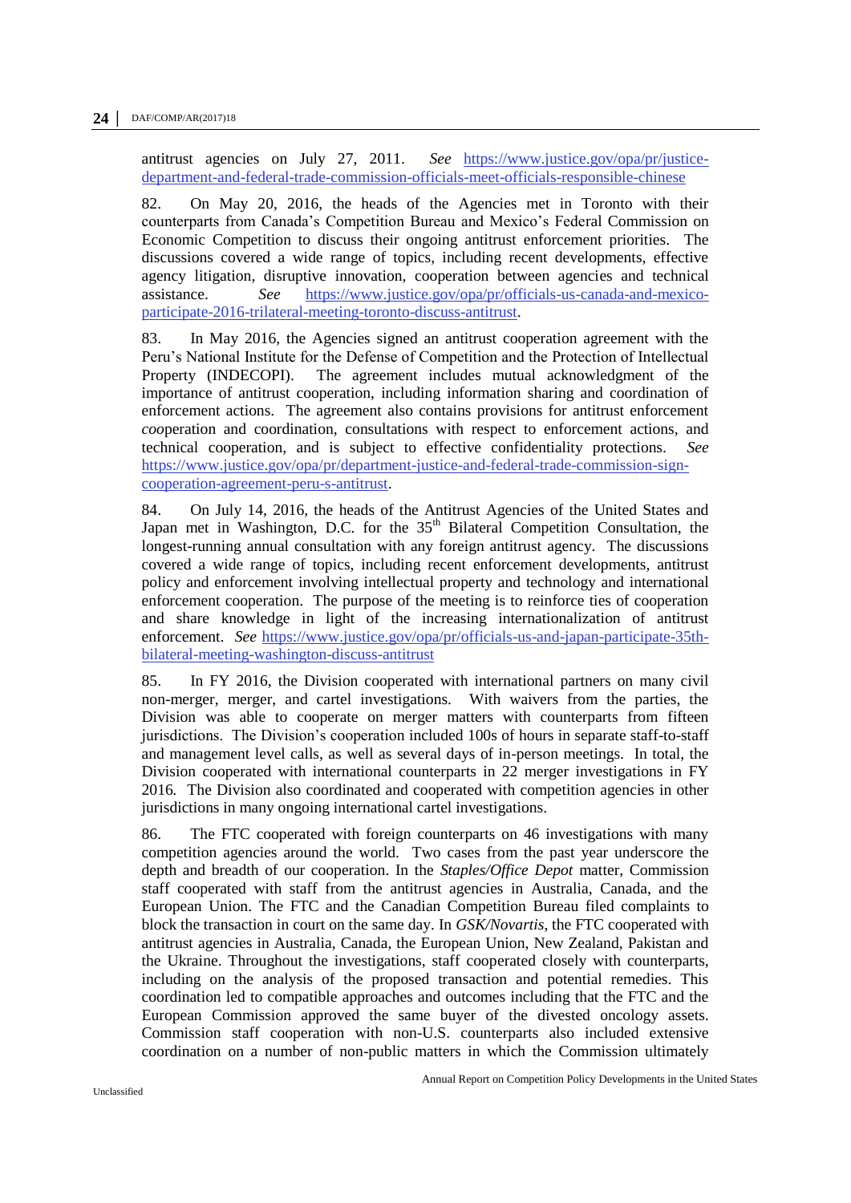antitrust agencies on July 27, 2011. *See* https://www.justice.gov/opa/pr/justice-department-and-federal-trade-commission-officials-meet-officials-responsible-chinese

82. On May 20, 2016, the heads of the Agencies met in Toronto with their counterparts from Canada's Competition Bureau and Mexico's Federal Commission on Economic Competition to discuss their ongoing antitrust enforcement priorities. The discussions covered a wide range of topics, including recent developments, effective agency litigation, disruptive innovation, cooperation between agencies and technical assistance. *See* https://www.justice.gov/opa/pr/officials-us-canada-and-mexico-participate-2016-trilateral-meeting-toronto-discuss-antitrust.

83. In May 2016, the Agencies signed an antitrust cooperation agreement with the Peru's National Institute for the Defense of Competition and the Protection of Intellectual Property (INDECOPI). The agreement includes mutual acknowledgment of the importance of antitrust cooperation, including information sharing and coordination of enforcement actions. The agreement also contains provisions for antitrust enforcement *coo*peration and coordination, consultations with respect to enforcement actions, and technical cooperation, and is subject to effective confidentiality protections. *See* https://www.justice.gov/opa/pr/department-justice-and-federal-trade-commission-sign-cooperation-agreement-peru-s-antitrust.

84. On July 14, 2016, the heads of the Antitrust Agencies of the United States and Japan met in Washington, D.C. for the 35th Bilateral Competition Consultation, the longest-running annual consultation with any foreign antitrust agency. The discussions covered a wide range of topics, including recent enforcement developments, antitrust policy and enforcement involving intellectual property and technology and international enforcement cooperation. The purpose of the meeting is to reinforce ties of cooperation and share knowledge in light of the increasing internationalization of antitrust enforcement. *See* https://www.justice.gov/opa/pr/officials-us-and-japan-participate-35th-bilateral-meeting-washington-discuss-antitrust

85. In FY 2016, the Division cooperated with international partners on many civil non-merger, merger, and cartel investigations. With waivers from the parties, the Division was able to cooperate on merger matters with counterparts from fifteen jurisdictions. The Division's cooperation included 100s of hours in separate staff-to-staff and management level calls, as well as several days of in-person meetings. In total, the Division cooperated with international counterparts in 22 merger investigations in FY 2016. The Division also coordinated and cooperated with competition agencies in other jurisdictions in many ongoing international cartel investigations.

86. The FTC cooperated with foreign counterparts on 46 investigations with many competition agencies around the world. Two cases from the past year underscore the depth and breadth of our cooperation. In the *Staples/Office Depot* matter, Commission staff cooperated with staff from the antitrust agencies in Australia, Canada, and the European Union. The FTC and the Canadian Competition Bureau filed complaints to block the transaction in court on the same day. In *GSK/Novartis*, the FTC cooperated with antitrust agencies in Australia, Canada, the European Union, New Zealand, Pakistan and the Ukraine. Throughout the investigations, staff cooperated closely with counterparts, including on the analysis of the proposed transaction and potential remedies. This coordination led to compatible approaches and outcomes including that the FTC and the European Commission approved the same buyer of the divested oncology assets. Commission staff cooperation with non-U.S. counterparts also included extensive coordination on a number of non-public matters in which the Commission ultimately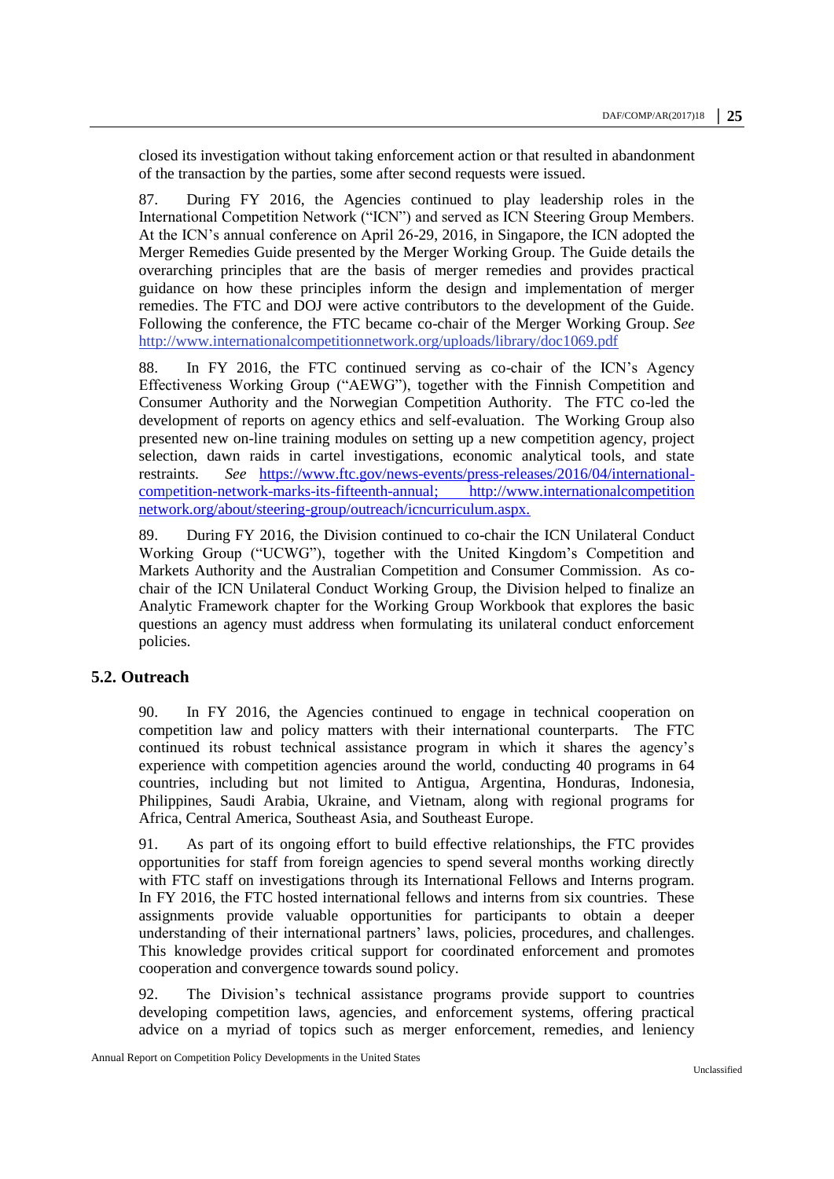closed its investigation without taking enforcement action or that resulted in abandonment of the transaction by the parties, some after second requests were issued.

87. During FY 2016, the Agencies continued to play leadership roles in the International Competition Network ("ICN") and served as ICN Steering Group Members. At the ICN's annual conference on April 26-29, 2016, in Singapore, the ICN adopted the Merger Remedies Guide presented by the Merger Working Group. The Guide details the overarching principles that are the basis of merger remedies and provides practical guidance on how these principles inform the design and implementation of merger remedies. The FTC and DOJ were active contributors to the development of the Guide. Following the conference, the FTC became co-chair of the Merger Working Group. *See* http://www.internationalcompetitionnetwork.org/uploads/library/doc1069.pdf

88. In FY 2016, the FTC continued serving as co-chair of the ICN's Agency Effectiveness Working Group ("AEWG"), together with the Finnish Competition and Consumer Authority and the Norwegian Competition Authority. The FTC co-led the development of reports on agency ethics and self-evaluation. The Working Group also presented new on-line training modules on setting up a new competition agency, project selection, dawn raids in cartel investigations, economic analytical tools, and state restraints. *See* https://www.ftc.gov/news-events/press-releases/2016/04/international-competition-network-marks-its-fifteenth-annual; http://www.internationalcompetitionnetwork.org/about/steering-group/outreach/icncurriculum.aspx.

89. During FY 2016, the Division continued to co-chair the ICN Unilateral Conduct Working Group ("UCWG"), together with the United Kingdom's Competition and Markets Authority and the Australian Competition and Consumer Commission. As co-chair of the ICN Unilateral Conduct Working Group, the Division helped to finalize an Analytic Framework chapter for the Working Group Workbook that explores the basic questions an agency must address when formulating its unilateral conduct enforcement policies.

## 5.2. Outreach

90. In FY 2016, the Agencies continued to engage in technical cooperation on competition law and policy matters with their international counterparts. The FTC continued its robust technical assistance program in which it shares the agency's experience with competition agencies around the world, conducting 40 programs in 64 countries, including but not limited to Antigua, Argentina, Honduras, Indonesia, Philippines, Saudi Arabia, Ukraine, and Vietnam, along with regional programs for Africa, Central America, Southeast Asia, and Southeast Europe.

91. As part of its ongoing effort to build effective relationships, the FTC provides opportunities for staff from foreign agencies to spend several months working directly with FTC staff on investigations through its International Fellows and Interns program. In FY 2016, the FTC hosted international fellows and interns from six countries. These assignments provide valuable opportunities for participants to obtain a deeper understanding of their international partners' laws, policies, procedures, and challenges. This knowledge provides critical support for coordinated enforcement and promotes cooperation and convergence towards sound policy.

92. The Division's technical assistance programs provide support to countries developing competition laws, agencies, and enforcement systems, offering practical advice on a myriad of topics such as merger enforcement, remedies, and leniency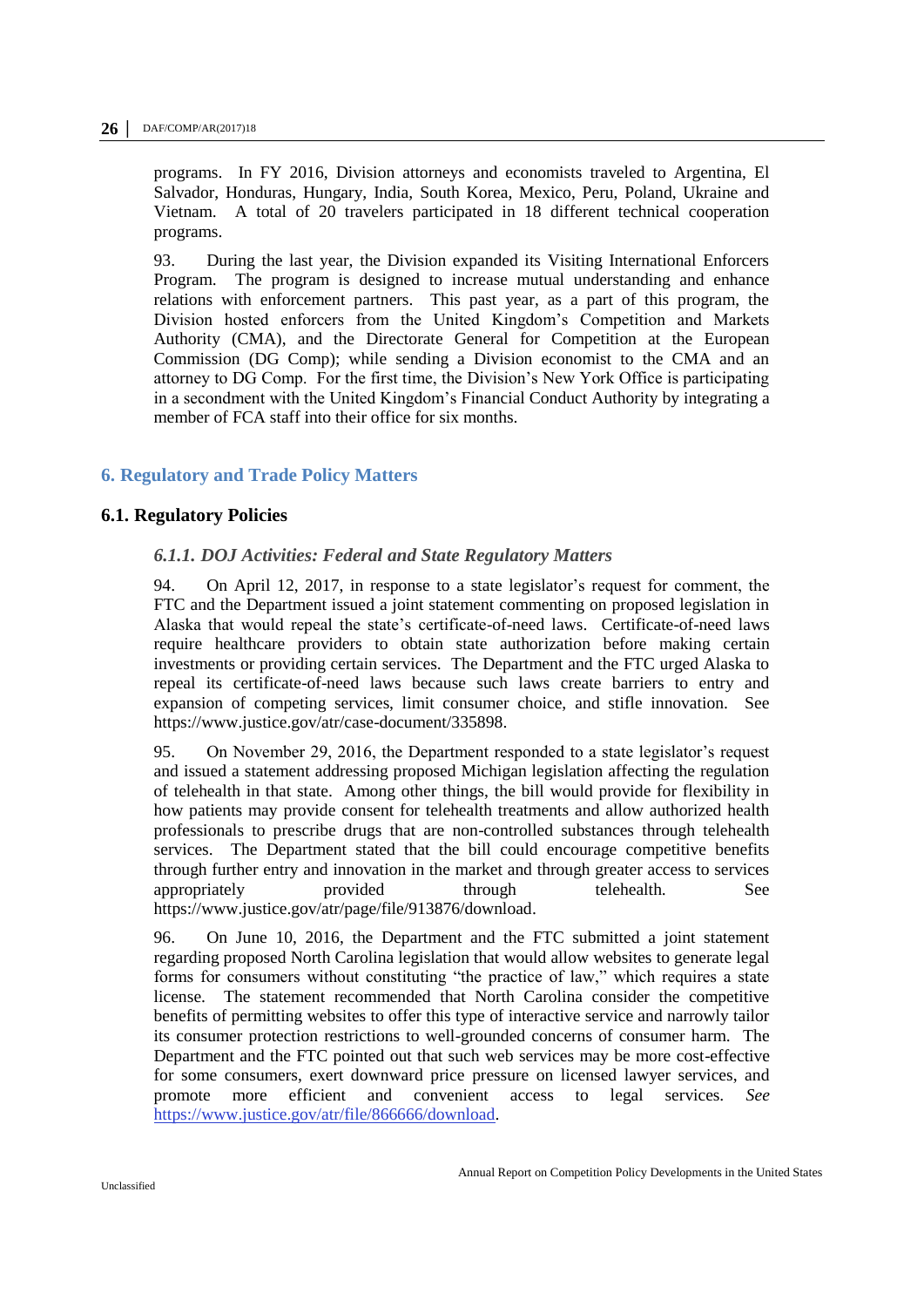programs. In FY 2016, Division attorneys and economists traveled to Argentina, El Salvador, Honduras, Hungary, India, South Korea, Mexico, Peru, Poland, Ukraine and Vietnam. A total of 20 travelers participated in 18 different technical cooperation programs.

93. During the last year, the Division expanded its Visiting International Enforcers Program. The program is designed to increase mutual understanding and enhance relations with enforcement partners. This past year, as a part of this program, the Division hosted enforcers from the United Kingdom's Competition and Markets Authority (CMA), and the Directorate General for Competition at the European Commission (DG Comp); while sending a Division economist to the CMA and an attorney to DG Comp. For the first time, the Division's New York Office is participating in a secondment with the United Kingdom's Financial Conduct Authority by integrating a member of FCA staff into their office for six months.

## 6. Regulatory and Trade Policy Matters

### 6.1. Regulatory Policies

#### *6.1.1. DOJ Activities: Federal and State Regulatory Matters*

94. On April 12, 2017, in response to a state legislator's request for comment, the FTC and the Department issued a joint statement commenting on proposed legislation in Alaska that would repeal the state's certificate-of-need laws. Certificate-of-need laws require healthcare providers to obtain state authorization before making certain investments or providing certain services. The Department and the FTC urged Alaska to repeal its certificate-of-need laws because such laws create barriers to entry and expansion of competing services, limit consumer choice, and stifle innovation. See https://www.justice.gov/atr/case-document/335898.

95. On November 29, 2016, the Department responded to a state legislator's request and issued a statement addressing proposed Michigan legislation affecting the regulation of telehealth in that state. Among other things, the bill would provide for flexibility in how patients may provide consent for telehealth treatments and allow authorized health professionals to prescribe drugs that are non-controlled substances through telehealth services. The Department stated that the bill could encourage competitive benefits through further entry and innovation in the market and through greater access to services appropriately provided through telehealth. See https://www.justice.gov/atr/page/file/913876/download.

96. On June 10, 2016, the Department and the FTC submitted a joint statement regarding proposed North Carolina legislation that would allow websites to generate legal forms for consumers without constituting "the practice of law," which requires a state license. The statement recommended that North Carolina consider the competitive benefits of permitting websites to offer this type of interactive service and narrowly tailor its consumer protection restrictions to well-grounded concerns of consumer harm. The Department and the FTC pointed out that such web services may be more cost-effective for some consumers, exert downward price pressure on licensed lawyer services, and promote more efficient and convenient access to legal services. *See* https://www.justice.gov/atr/file/866666/download.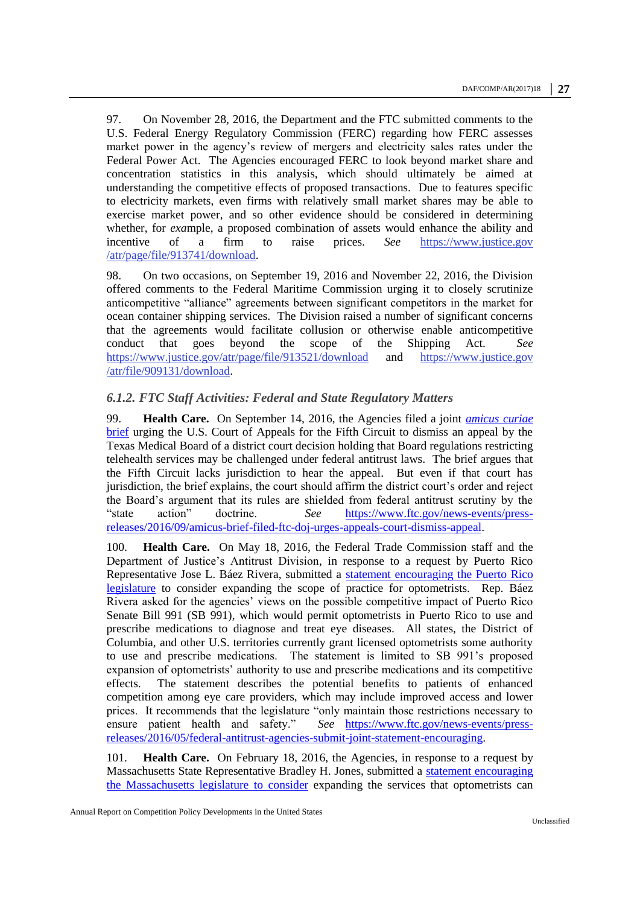97. On November 28, 2016, the Department and the FTC submitted comments to the U.S. Federal Energy Regulatory Commission (FERC) regarding how FERC assesses market power in the agency's review of mergers and electricity sales rates under the Federal Power Act. The Agencies encouraged FERC to look beyond market share and concentration statistics in this analysis, which should ultimately be aimed at understanding the competitive effects of proposed transactions. Due to features specific to electricity markets, even firms with relatively small market shares may be able to exercise market power, and so other evidence should be considered in determining whether, for example, a proposed combination of assets would enhance the ability and incentive of a firm to raise prices. *See* https://www.justice.gov/atr/page/file/913741/download.

98. On two occasions, on September 19, 2016 and November 22, 2016, the Division offered comments to the Federal Maritime Commission urging it to closely scrutinize anticompetitive "alliance" agreements between significant competitors in the market for ocean container shipping services. The Division raised a number of significant concerns that the agreements would facilitate collusion or otherwise enable anticompetitive conduct that goes beyond the scope of the Shipping Act. *See* https://www.justice.gov/atr/page/file/913521/download and https://www.justice.gov/atr/file/909131/download.

### *6.1.2. FTC Staff Activities: Federal and State Regulatory Matters*

99. **Health Care.** On September 14, 2016, the Agencies filed a joint *amicus curiae* brief urging the U.S. Court of Appeals for the Fifth Circuit to dismiss an appeal by the Texas Medical Board of a district court decision holding that Board regulations restricting telehealth services may be challenged under federal antitrust laws. The brief argues that the Fifth Circuit lacks jurisdiction to hear the appeal. But even if that court has jurisdiction, the brief explains, the court should affirm the district court's order and reject the Board's argument that its rules are shielded from federal antitrust scrutiny by the "state action" doctrine. *See* https://www.ftc.gov/news-events/press-releases/2016/09/amicus-brief-filed-ftc-doj-urges-appeals-court-dismiss-appeal.

100. **Health Care.** On May 18, 2016, the Federal Trade Commission staff and the Department of Justice's Antitrust Division, in response to a request by Puerto Rico Representative Jose L. Báez Rivera, submitted a statement encouraging the Puerto Rico legislature to consider expanding the scope of practice for optometrists. Rep. Báez Rivera asked for the agencies' views on the possible competitive impact of Puerto Rico Senate Bill 991 (SB 991), which would permit optometrists in Puerto Rico to use and prescribe medications to diagnose and treat eye diseases. All states, the District of Columbia, and other U.S. territories currently grant licensed optometrists some authority to use and prescribe medications. The statement is limited to SB 991's proposed expansion of optometrists' authority to use and prescribe medications and its competitive effects. The statement describes the potential benefits to patients of enhanced competition among eye care providers, which may include improved access and lower prices. It recommends that the legislature "only maintain those restrictions necessary to ensure patient health and safety." *See* https://www.ftc.gov/news-events/press-releases/2016/05/federal-antitrust-agencies-submit-joint-statement-encouraging.

101. **Health Care.** On February 18, 2016, the Agencies, in response to a request by Massachusetts State Representative Bradley H. Jones, submitted a statement encouraging the Massachusetts legislature to consider expanding the services that optometrists can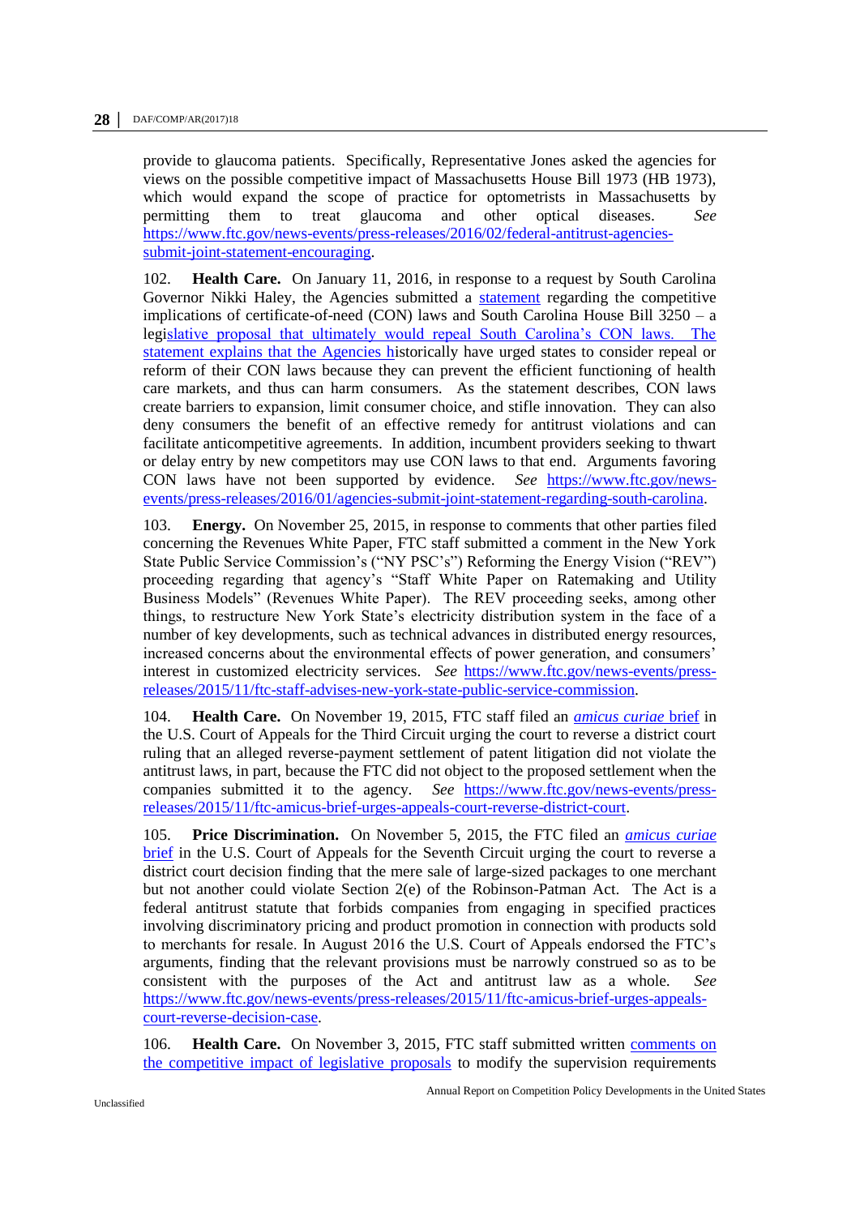provide to glaucoma patients. Specifically, Representative Jones asked the agencies for views on the possible competitive impact of Massachusetts House Bill 1973 (HB 1973), which would expand the scope of practice for optometrists in Massachusetts by permitting them to treat glaucoma and other optical diseases. *See* https://www.ftc.gov/news-events/press-releases/2016/02/federal-antitrust-agencies-submit-joint-statement-encouraging.

102. **Health Care.** On January 11, 2016, in response to a request by South Carolina Governor Nikki Haley, the Agencies submitted a statement regarding the competitive implications of certificate-of-need (CON) laws and South Carolina House Bill 3250 – a legislative proposal that ultimately would repeal South Carolina's CON laws. The statement explains that the Agencies historically have urged states to consider repeal or reform of their CON laws because they can prevent the efficient functioning of health care markets, and thus can harm consumers. As the statement describes, CON laws create barriers to expansion, limit consumer choice, and stifle innovation. They can also deny consumers the benefit of an effective remedy for antitrust violations and can facilitate anticompetitive agreements. In addition, incumbent providers seeking to thwart or delay entry by new competitors may use CON laws to that end. Arguments favoring CON laws have not been supported by evidence. *See* https://www.ftc.gov/news-events/press-releases/2016/01/agencies-submit-joint-statement-regarding-south-carolina.

103. **Energy.** On November 25, 2015, in response to comments that other parties filed concerning the Revenues White Paper, FTC staff submitted a comment in the New York State Public Service Commission's ("NY PSC's") Reforming the Energy Vision ("REV") proceeding regarding that agency's "Staff White Paper on Ratemaking and Utility Business Models" (Revenues White Paper). The REV proceeding seeks, among other things, to restructure New York State's electricity distribution system in the face of a number of key developments, such as technical advances in distributed energy resources, increased concerns about the environmental effects of power generation, and consumers' interest in customized electricity services. *See* https://www.ftc.gov/news-events/press-releases/2015/11/ftc-staff-advises-new-york-state-public-service-commission.

104. **Health Care.** On November 19, 2015, FTC staff filed an *amicus curiae* brief in the U.S. Court of Appeals for the Third Circuit urging the court to reverse a district court ruling that an alleged reverse-payment settlement of patent litigation did not violate the antitrust laws, in part, because the FTC did not object to the proposed settlement when the companies submitted it to the agency. *See* https://www.ftc.gov/news-events/press-releases/2015/11/ftc-amicus-brief-urges-appeals-court-reverse-district-court.

105. **Price Discrimination.** On November 5, 2015, the FTC filed an *amicus curiae* brief in the U.S. Court of Appeals for the Seventh Circuit urging the court to reverse a district court decision finding that the mere sale of large-sized packages to one merchant but not another could violate Section 2(e) of the Robinson-Patman Act. The Act is a federal antitrust statute that forbids companies from engaging in specified practices involving discriminatory pricing and product promotion in connection with products sold to merchants for resale. In August 2016 the U.S. Court of Appeals endorsed the FTC's arguments, finding that the relevant provisions must be narrowly construed so as to be consistent with the purposes of the Act and antitrust law as a whole. *See* https://www.ftc.gov/news-events/press-releases/2015/11/ftc-amicus-brief-urges-appeals-court-reverse-decision-case.

106. **Health Care.** On November 3, 2015, FTC staff submitted written comments on the competitive impact of legislative proposals to modify the supervision requirements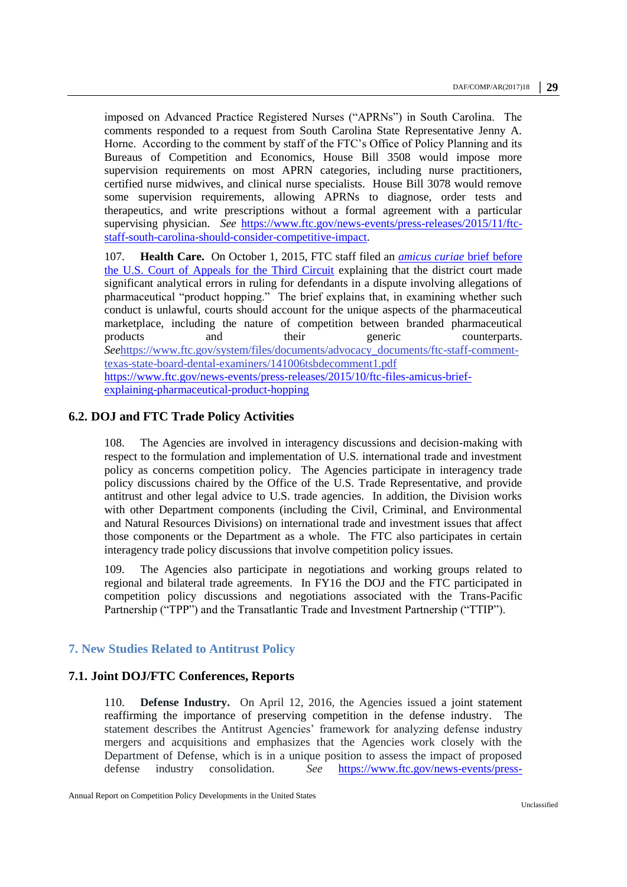imposed on Advanced Practice Registered Nurses ("APRNs") in South Carolina. The comments responded to a request from South Carolina State Representative Jenny A. Horne. According to the comment by staff of the FTC's Office of Policy Planning and its Bureaus of Competition and Economics, House Bill 3508 would impose more supervision requirements on most APRN categories, including nurse practitioners, certified nurse midwives, and clinical nurse specialists. House Bill 3078 would remove some supervision requirements, allowing APRNs to diagnose, order tests and therapeutics, and write prescriptions without a formal agreement with a particular supervising physician. *See* https://www.ftc.gov/news-events/press-releases/2015/11/ftc-staff-south-carolina-should-consider-competitive-impact.

107. **Health Care.** On October 1, 2015, FTC staff filed an *amicus curiae* brief before the U.S. Court of Appeals for the Third Circuit explaining that the district court made significant analytical errors in ruling for defendants in a dispute involving allegations of pharmaceutical "product hopping." The brief explains that, in examining whether such conduct is unlawful, courts should account for the unique aspects of the pharmaceutical marketplace, including the nature of competition between branded pharmaceutical products and their generic counterparts. *See*https://www.ftc.gov/system/files/documents/advocacy_documents/ftc-staff-comment-texas-state-board-dental-examiners/141006tsbdecomment1.pdf https://www.ftc.gov/news-events/press-releases/2015/10/ftc-files-amicus-brief-explaining-pharmaceutical-product-hopping

### 6.2. DOJ and FTC Trade Policy Activities

108. The Agencies are involved in interagency discussions and decision-making with respect to the formulation and implementation of U.S. international trade and investment policy as concerns competition policy. The Agencies participate in interagency trade policy discussions chaired by the Office of the U.S. Trade Representative, and provide antitrust and other legal advice to U.S. trade agencies. In addition, the Division works with other Department components (including the Civil, Criminal, and Environmental and Natural Resources Divisions) on international trade and investment issues that affect those components or the Department as a whole. The FTC also participates in certain interagency trade policy discussions that involve competition policy issues.

109. The Agencies also participate in negotiations and working groups related to regional and bilateral trade agreements. In FY16 the DOJ and the FTC participated in competition policy discussions and negotiations associated with the Trans-Pacific Partnership ("TPP") and the Transatlantic Trade and Investment Partnership ("TTIP").

## 7. New Studies Related to Antitrust Policy

### 7.1. Joint DOJ/FTC Conferences, Reports

110. **Defense Industry.** On April 12, 2016, the Agencies issued a joint statement reaffirming the importance of preserving competition in the defense industry. The statement describes the Antitrust Agencies' framework for analyzing defense industry mergers and acquisitions and emphasizes that the Agencies work closely with the Department of Defense, which is in a unique position to assess the impact of proposed defense industry consolidation. *See* https://www.ftc.gov/news-events/press-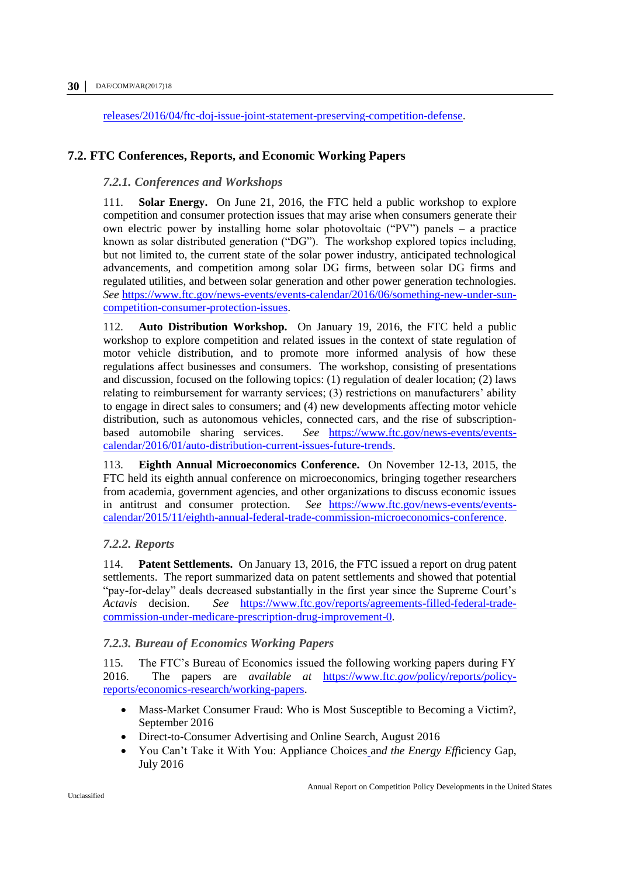releases/2016/04/ftc-doj-issue-joint-statement-preserving-competition-defense.

## 7.2. FTC Conferences, Reports, and Economic Working Papers

### *7.2.1. Conferences and Workshops*

111. **Solar Energy.** On June 21, 2016, the FTC held a public workshop to explore competition and consumer protection issues that may arise when consumers generate their own electric power by installing home solar photovoltaic ("PV") panels – a practice known as solar distributed generation ("DG"). The workshop explored topics including, but not limited to, the current state of the solar power industry, anticipated technological advancements, and competition among solar DG firms, between solar DG firms and regulated utilities, and between solar generation and other power generation technologies. *See* https://www.ftc.gov/news-events/events-calendar/2016/06/something-new-under-sun-competition-consumer-protection-issues.

112. **Auto Distribution Workshop.** On January 19, 2016, the FTC held a public workshop to explore competition and related issues in the context of state regulation of motor vehicle distribution, and to promote more informed analysis of how these regulations affect businesses and consumers. The workshop, consisting of presentations and discussion, focused on the following topics: (1) regulation of dealer location; (2) laws relating to reimbursement for warranty services; (3) restrictions on manufacturers' ability to engage in direct sales to consumers; and (4) new developments affecting motor vehicle distribution, such as autonomous vehicles, connected cars, and the rise of subscription-based automobile sharing services. *See* https://www.ftc.gov/news-events/events-calendar/2016/01/auto-distribution-current-issues-future-trends.

113. **Eighth Annual Microeconomics Conference.** On November 12-13, 2015, the FTC held its eighth annual conference on microeconomics, bringing together researchers from academia, government agencies, and other organizations to discuss economic issues in antitrust and consumer protection. *See* https://www.ftc.gov/news-events/events-calendar/2015/11/eighth-annual-federal-trade-commission-microeconomics-conference.

### *7.2.2. Reports*

114. **Patent Settlements.** On January 13, 2016, the FTC issued a report on drug patent settlements. The report summarized data on patent settlements and showed that potential "pay-for-delay" deals decreased substantially in the first year since the Supreme Court's *Actavis* decision. *See* https://www.ftc.gov/reports/agreements-filled-federal-trade-commission-under-medicare-prescription-drug-improvement-0.

### *7.2.3. Bureau of Economics Working Papers*

115. The FTC's Bureau of Economics issued the following working papers during FY 2016. The papers are *available at* https://www.ftc.gov/policy/reports/policy-reports/economics-research/working-papers.

- Mass-Market Consumer Fraud: Who is Most Susceptible to Becoming a Victim?, September 2016
- Direct-to-Consumer Advertising and Online Search, August 2016
- You Can't Take it With You: Appliance Choices and the Energy Efficiency Gap, July 2016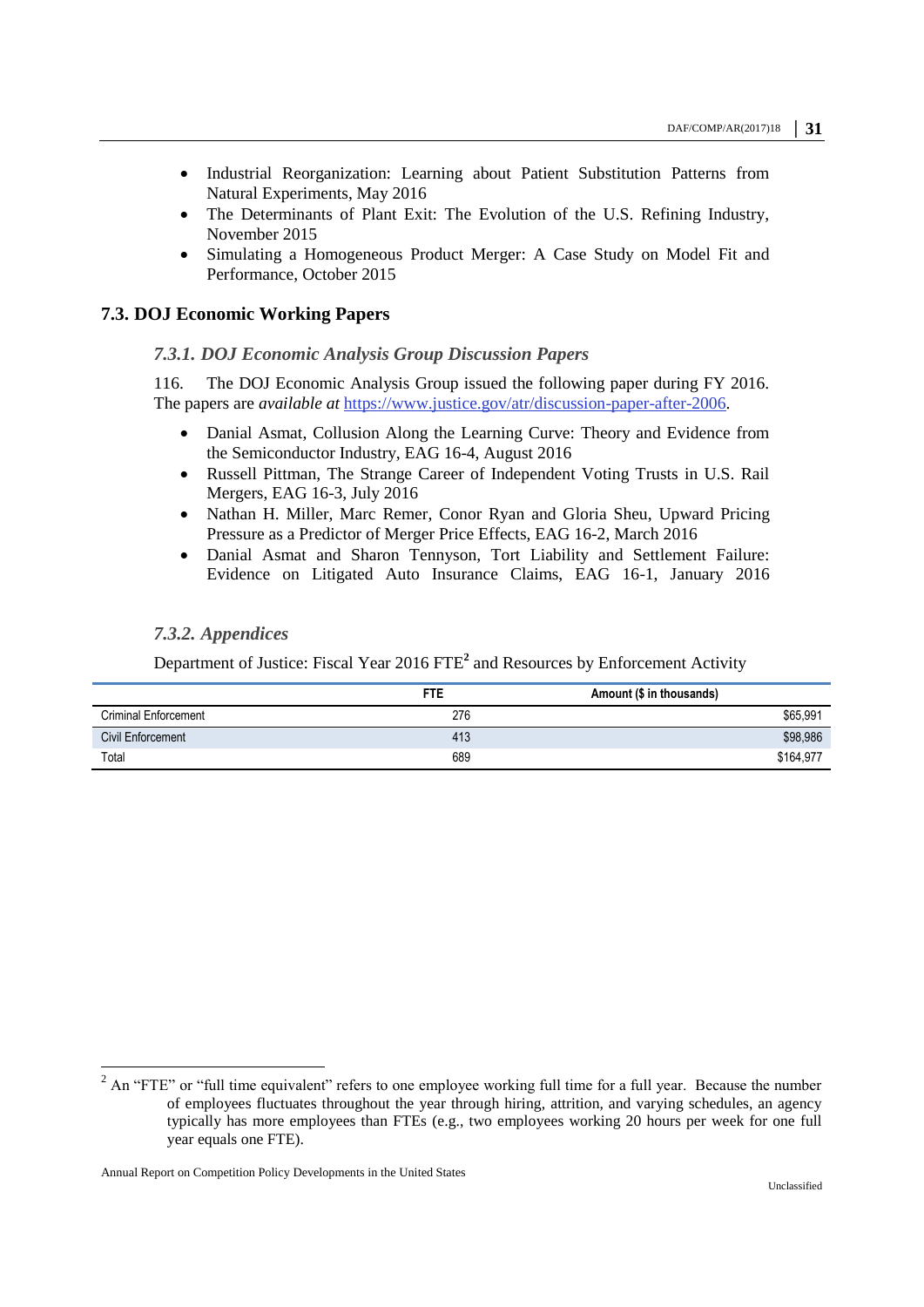- Industrial Reorganization: Learning about Patient Substitution Patterns from Natural Experiments, May 2016
- The Determinants of Plant Exit: The Evolution of the U.S. Refining Industry, November 2015
- Simulating a Homogeneous Product Merger: A Case Study on Model Fit and Performance, October 2015

## 7.3. DOJ Economic Working Papers

### *7.3.1. DOJ Economic Analysis Group Discussion Papers*

116. The DOJ Economic Analysis Group issued the following paper during FY 2016. The papers are *available at* https://www.justice.gov/atr/discussion-paper-after-2006.

- Danial Asmat, Collusion Along the Learning Curve: Theory and Evidence from the Semiconductor Industry, EAG 16-4, August 2016
- Russell Pittman, The Strange Career of Independent Voting Trusts in U.S. Rail Mergers, EAG 16-3, July 2016
- Nathan H. Miller, Marc Remer, Conor Ryan and Gloria Sheu, Upward Pricing Pressure as a Predictor of Merger Price Effects, EAG 16-2, March 2016
- Danial Asmat and Sharon Tennyson, Tort Liability and Settlement Failure: Evidence on Litigated Auto Insurance Claims, EAG 16-1, January 2016

### *7.3.2. Appendices*

Department of Justice: Fiscal Year 2016 FTE[2] and Resources by Enforcement Activity

| | FTE | Amount ($ in thousands) |
|---|---|---|
| Criminal Enforcement | 276 | $65,991 |
| Civil Enforcement | 413 | $98,986 |
| Total | 689 | $164,977 |

[2] An "FTE" or "full time equivalent" refers to one employee working full time for a full year. Because the number of employees fluctuates throughout the year through hiring, attrition, and varying schedules, an agency typically has more employees than FTEs (e.g., two employees working 20 hours per week for one full year equals one FTE).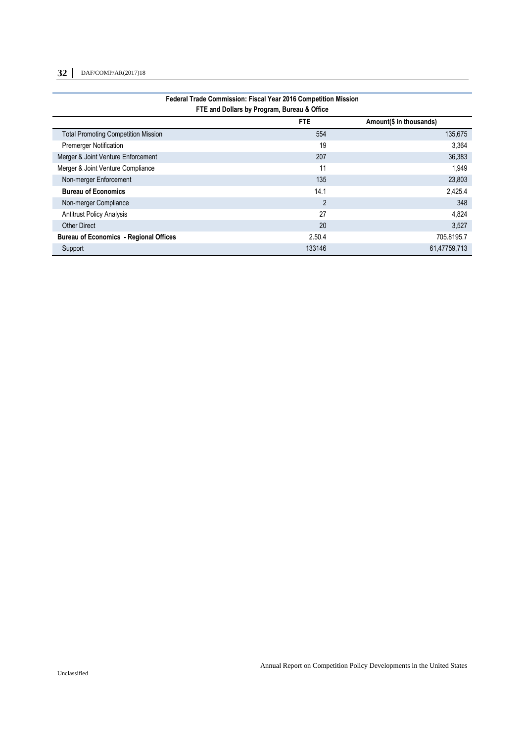| Federal Trade Commission: Fiscal Year 2016 Competition Mission FTE and Dollars by Program, Bureau & Office | | |
|---|---|---|
| | **FTE** | **Amount($ in thousands)** |
| Total Promoting Competition Mission | 554 | 135,675 |
| Premerger Notification | 19 | 3,364 |
| Merger & Joint Venture Enforcement | 207 | 36,383 |
| Merger & Joint Venture Compliance | 11 | 1,949 |
| Non-merger Enforcement | 135 | 23,803 |
| **Bureau of Economics** | 14.1 | 2,425.4 |
| Non-merger Compliance | 2 | 348 |
| Antitrust Policy Analysis | 27 | 4,824 |
| Other Direct | 20 | 3,527 |
| **Bureau of Economics - Regional Offices** | 2.50.4 | 705.8195.7 |
| Support | 133146 | 61,47759,713 |